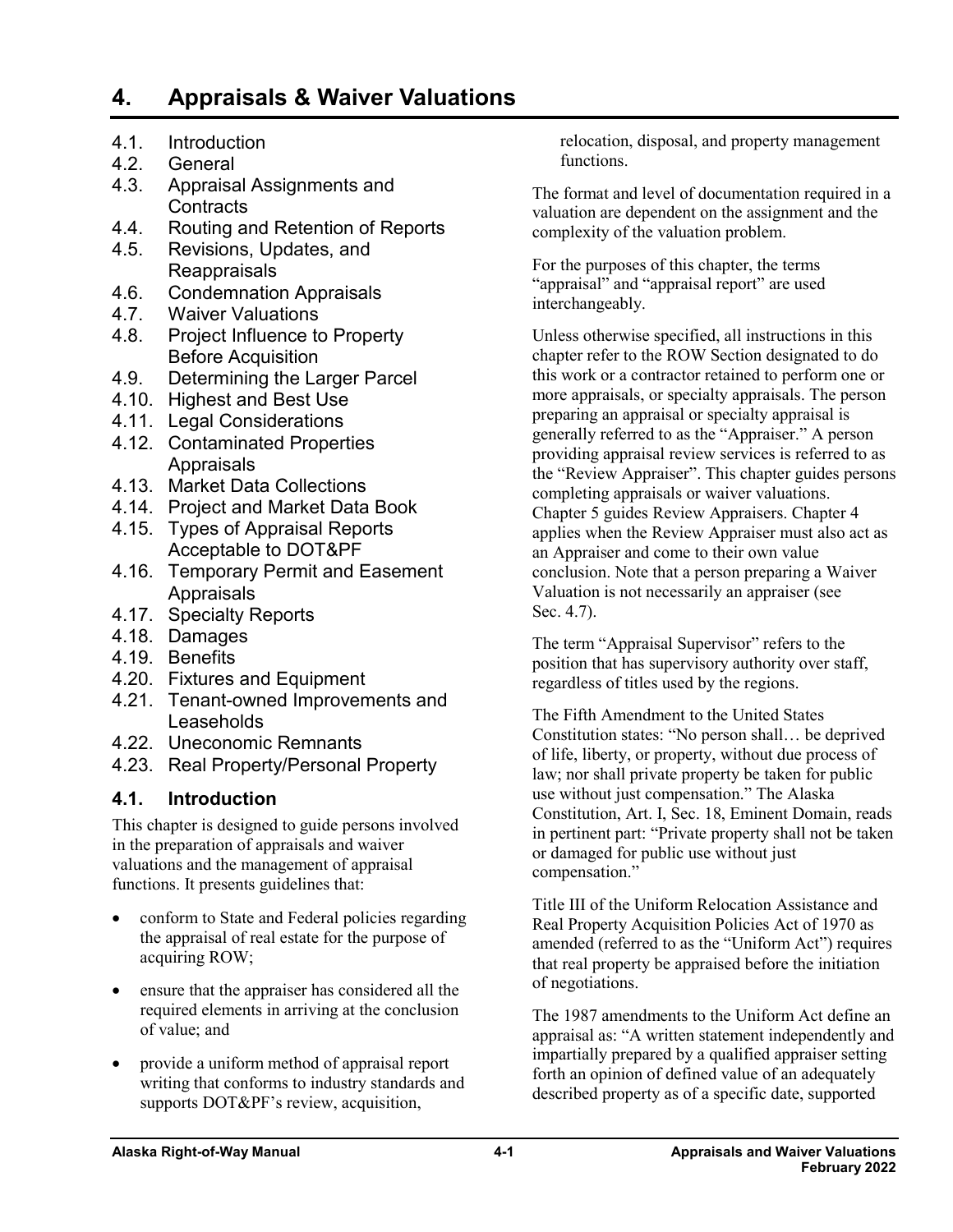# 4. Appraisals & Waiver Valuations

- 4.1. Introduction
- 4.2. General
- 4.3. Appraisal Assignments and Contracts
- 4.4. Routing and Retention of Reports
- 4.5. Revisions, Updates, and Reappraisals
- 4.6. Condemnation Appraisals
- 4.7. Waiver Valuations
- 4.8. Project Influence to Property Before Acquisition
- 4.9. Determining the Larger Parcel
- 4.10. Highest and Best Use
- 4.11. Legal Considerations
- 4.12. Contaminated Properties Appraisals
- 4.13. Market Data Collections
- 4.14. Project and Market Data Book
- 4.15. Types of Appraisal Reports Acceptable to DOT&PF
- 4.16. Temporary Permit and Easement Appraisals
- 4.17. Specialty Reports
- 4.18. Damages
- 4.19. Benefits
- 4.20. Fixtures and Equipment
- 4.21. Tenant-owned Improvements and Leaseholds
- 4.22. Uneconomic Remnants
- 4.23. Real Property/Personal Property

## 4.1. Introduction

This chapter is designed to guide persons involved in the preparation of appraisals and waiver valuations and the management of appraisal functions. It presents guidelines that:

- conform to State and Federal policies regarding the appraisal of real estate for the purpose of acquiring ROW;
- ensure that the appraiser has considered all the required elements in arriving at the conclusion of value; and
- provide a uniform method of appraisal report writing that conforms to industry standards and supports DOT&PF's review, acquisition, relocation, disposal, and property management functions.

The format and level of documentation required in a valuation are dependent on the assignment and the complexity of the valuation problem.

For the purposes of this chapter, the terms "appraisal" and "appraisal report" are used interchangeably.

Unless otherwise specified, all instructions in this chapter refer to the ROW Section designated to do this work or a contractor retained to perform one or more appraisals, or specialty appraisals. The person preparing an appraisal or specialty appraisal is generally referred to as the "Appraiser." A person providing appraisal review services is referred to as the "Review Appraiser". This chapter guides persons completing appraisals or waiver valuations. Chapter 5 guides Review Appraisers. Chapter 4 applies when the Review Appraiser must also act as an Appraiser and come to their own value conclusion. Note that a person preparing a Waiver Valuation is not necessarily an appraiser (see Sec. 4.7).

The term "Appraisal Supervisor" refers to the position that has supervisory authority over staff, regardless of titles used by the regions.

The Fifth Amendment to the United States Constitution states: "No person shall… be deprived of life, liberty, or property, without due process of law; nor shall private property be taken for public use without just compensation." The Alaska Constitution, Art. I, Sec. 18, Eminent Domain, reads in pertinent part: "Private property shall not be taken or damaged for public use without just compensation."

Title III of the Uniform Relocation Assistance and Real Property Acquisition Policies Act of 1970 as amended (referred to as the "Uniform Act") requires that real property be appraised before the initiation of negotiations.

The 1987 amendments to the Uniform Act define an appraisal as: "A written statement independently and impartially prepared by a qualified appraiser setting forth an opinion of defined value of an adequately described property as of a specific date, supported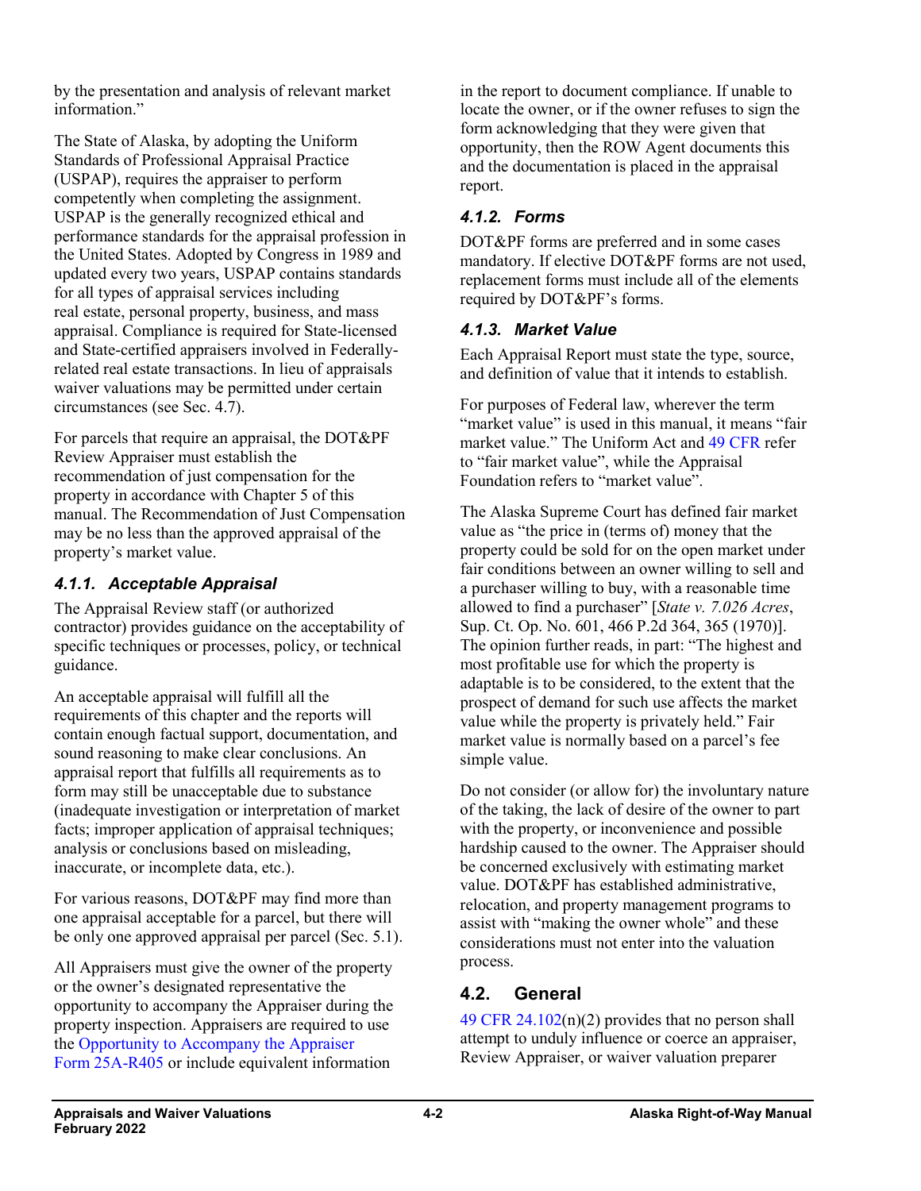by the presentation and analysis of relevant market information."

The State of Alaska, by adopting the Uniform Standards of Professional Appraisal Practice (USPAP), requires the appraiser to perform competently when completing the assignment. USPAP is the generally recognized ethical and performance standards for the appraisal profession in the United States. Adopted by Congress in 1989 and updated every two years, USPAP contains standards for all types of appraisal services including real estate, personal property, business, and mass appraisal. Compliance is required for State-licensed and State-certified appraisers involved in Federally-related real estate transactions. In lieu of appraisals waiver valuations may be permitted under certain circumstances (see Sec. 4.7).

For parcels that require an appraisal, the DOT&PF Review Appraiser must establish the recommendation of just compensation for the property in accordance with Chapter 5 of this manual. The Recommendation of Just Compensation may be no less than the approved appraisal of the property's market value.

### 4.1.1. Acceptable Appraisal

The Appraisal Review staff (or authorized contractor) provides guidance on the acceptability of specific techniques or processes, policy, or technical guidance.

An acceptable appraisal will fulfill all the requirements of this chapter and the reports will contain enough factual support, documentation, and sound reasoning to make clear conclusions. An appraisal report that fulfills all requirements as to form may still be unacceptable due to substance (inadequate investigation or interpretation of market facts; improper application of appraisal techniques; analysis or conclusions based on misleading, inaccurate, or incomplete data, etc.).

For various reasons, DOT&PF may find more than one appraisal acceptable for a parcel, but there will be only one approved appraisal per parcel (Sec. 5.1).

All Appraisers must give the owner of the property or the owner's designated representative the opportunity to accompany the Appraiser during the property inspection. Appraisers are required to use the Opportunity to Accompany the Appraiser Form 25A-R405 or include equivalent information in the report to document compliance. If unable to locate the owner, or if the owner refuses to sign the form acknowledging that they were given that opportunity, then the ROW Agent documents this and the documentation is placed in the appraisal report.

### 4.1.2. Forms

DOT&PF forms are preferred and in some cases mandatory. If elective DOT&PF forms are not used, replacement forms must include all of the elements required by DOT&PF's forms.

### 4.1.3. Market Value

Each Appraisal Report must state the type, source, and definition of value that it intends to establish.

For purposes of Federal law, wherever the term "market value" is used in this manual, it means "fair market value." The Uniform Act and 49 CFR refer to "fair market value", while the Appraisal Foundation refers to "market value".

The Alaska Supreme Court has defined fair market value as "the price in (terms of) money that the property could be sold for on the open market under fair conditions between an owner willing to sell and a purchaser willing to buy, with a reasonable time allowed to find a purchaser" [*State v. 7.026 Acres*, Sup. Ct. Op. No. 601, 466 P.2d 364, 365 (1970)]. The opinion further reads, in part: "The highest and most profitable use for which the property is adaptable is to be considered, to the extent that the prospect of demand for such use affects the market value while the property is privately held." Fair market value is normally based on a parcel's fee simple value.

Do not consider (or allow for) the involuntary nature of the taking, the lack of desire of the owner to part with the property, or inconvenience and possible hardship caused to the owner. The Appraiser should be concerned exclusively with estimating market value. DOT&PF has established administrative, relocation, and property management programs to assist with "making the owner whole" and these considerations must not enter into the valuation process.

## 4.2. General

49 CFR 24.102(n)(2) provides that no person shall attempt to unduly influence or coerce an appraiser, Review Appraiser, or waiver valuation preparer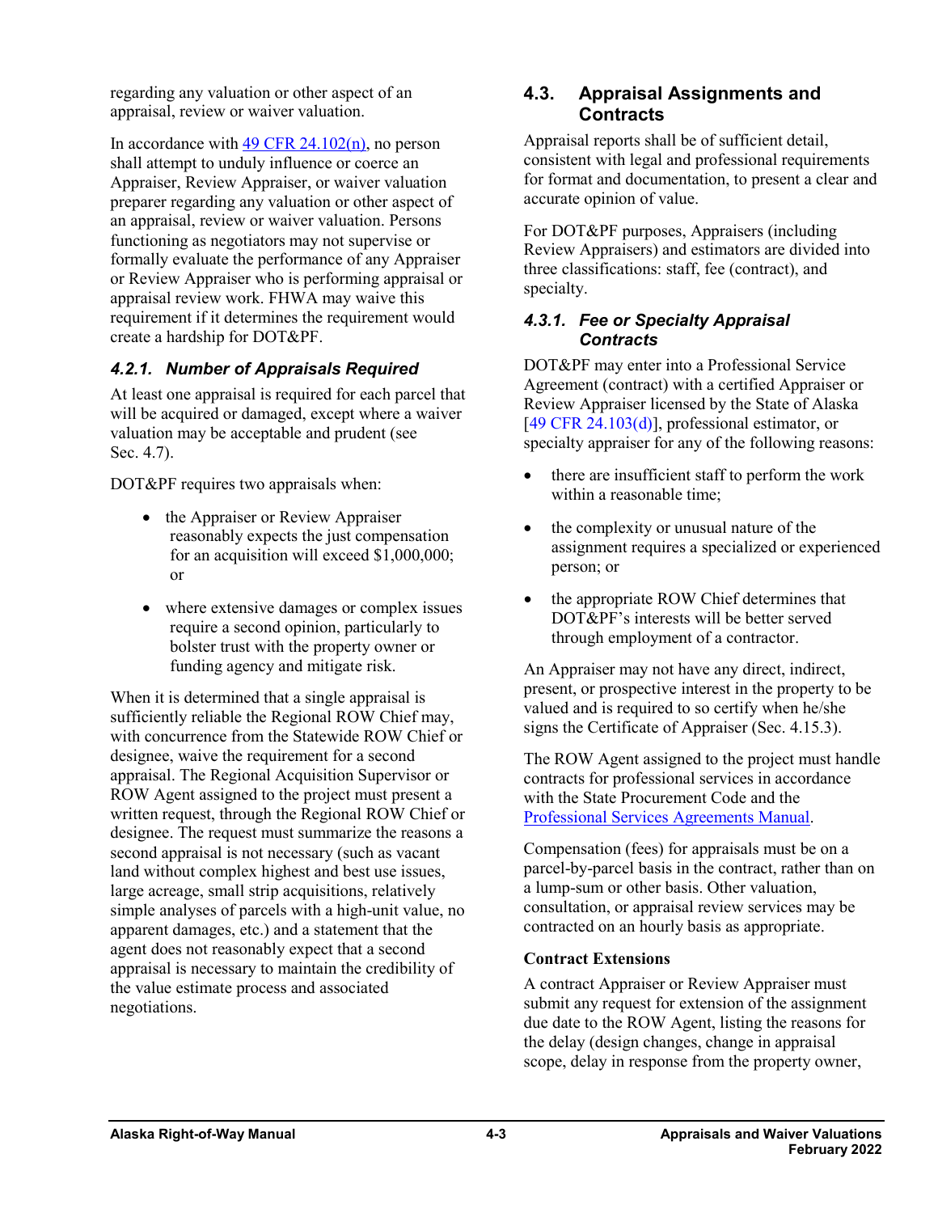regarding any valuation or other aspect of an appraisal, review or waiver valuation.

In accordance with [49 CFR 24.102(n)](https://www.ecfr.gov/), no person shall attempt to unduly influence or coerce an Appraiser, Review Appraiser, or waiver valuation preparer regarding any valuation or other aspect of an appraisal, review or waiver valuation. Persons functioning as negotiators may not supervise or formally evaluate the performance of any Appraiser or Review Appraiser who is performing appraisal or appraisal review work. FHWA may waive this requirement if it determines the requirement would create a hardship for DOT&PF.

### *4.2.1. Number of Appraisals Required*

At least one appraisal is required for each parcel that will be acquired or damaged, except where a waiver valuation may be acceptable and prudent (see Sec. 4.7).

DOT&PF requires two appraisals when:

- the Appraiser or Review Appraiser reasonably expects the just compensation for an acquisition will exceed $1,000,000; or
- where extensive damages or complex issues require a second opinion, particularly to bolster trust with the property owner or funding agency and mitigate risk.

When it is determined that a single appraisal is sufficiently reliable the Regional ROW Chief may, with concurrence from the Statewide ROW Chief or designee, waive the requirement for a second appraisal. The Regional Acquisition Supervisor or ROW Agent assigned to the project must present a written request, through the Regional ROW Chief or designee. The request must summarize the reasons a second appraisal is not necessary (such as vacant land without complex highest and best use issues, large acreage, small strip acquisitions, relatively simple analyses of parcels with a high-unit value, no apparent damages, etc.) and a statement that the agent does not reasonably expect that a second appraisal is necessary to maintain the credibility of the value estimate process and associated negotiations.

## 4.3. Appraisal Assignments and Contracts

Appraisal reports shall be of sufficient detail, consistent with legal and professional requirements for format and documentation, to present a clear and accurate opinion of value.

For DOT&PF purposes, Appraisers (including Review Appraisers) and estimators are divided into three classifications: staff, fee (contract), and specialty.

### *4.3.1. Fee or Specialty Appraisal Contracts*

DOT&PF may enter into a Professional Service Agreement (contract) with a certified Appraiser or Review Appraiser licensed by the State of Alaska [49 CFR 24.103(d)], professional estimator, or specialty appraiser for any of the following reasons:

- there are insufficient staff to perform the work within a reasonable time;
- the complexity or unusual nature of the assignment requires a specialized or experienced person; or
- the appropriate ROW Chief determines that DOT&PF's interests will be better served through employment of a contractor.

An Appraiser may not have any direct, indirect, present, or prospective interest in the property to be valued and is required to so certify when he/she signs the Certificate of Appraiser (Sec. 4.15.3).

The ROW Agent assigned to the project must handle contracts for professional services in accordance with the State Procurement Code and the Professional Services Agreements Manual.

Compensation (fees) for appraisals must be on a parcel-by-parcel basis in the contract, rather than on a lump-sum or other basis. Other valuation, consultation, or appraisal review services may be contracted on an hourly basis as appropriate.

**Contract Extensions**

A contract Appraiser or Review Appraiser must submit any request for extension of the assignment due date to the ROW Agent, listing the reasons for the delay (design changes, change in appraisal scope, delay in response from the property owner,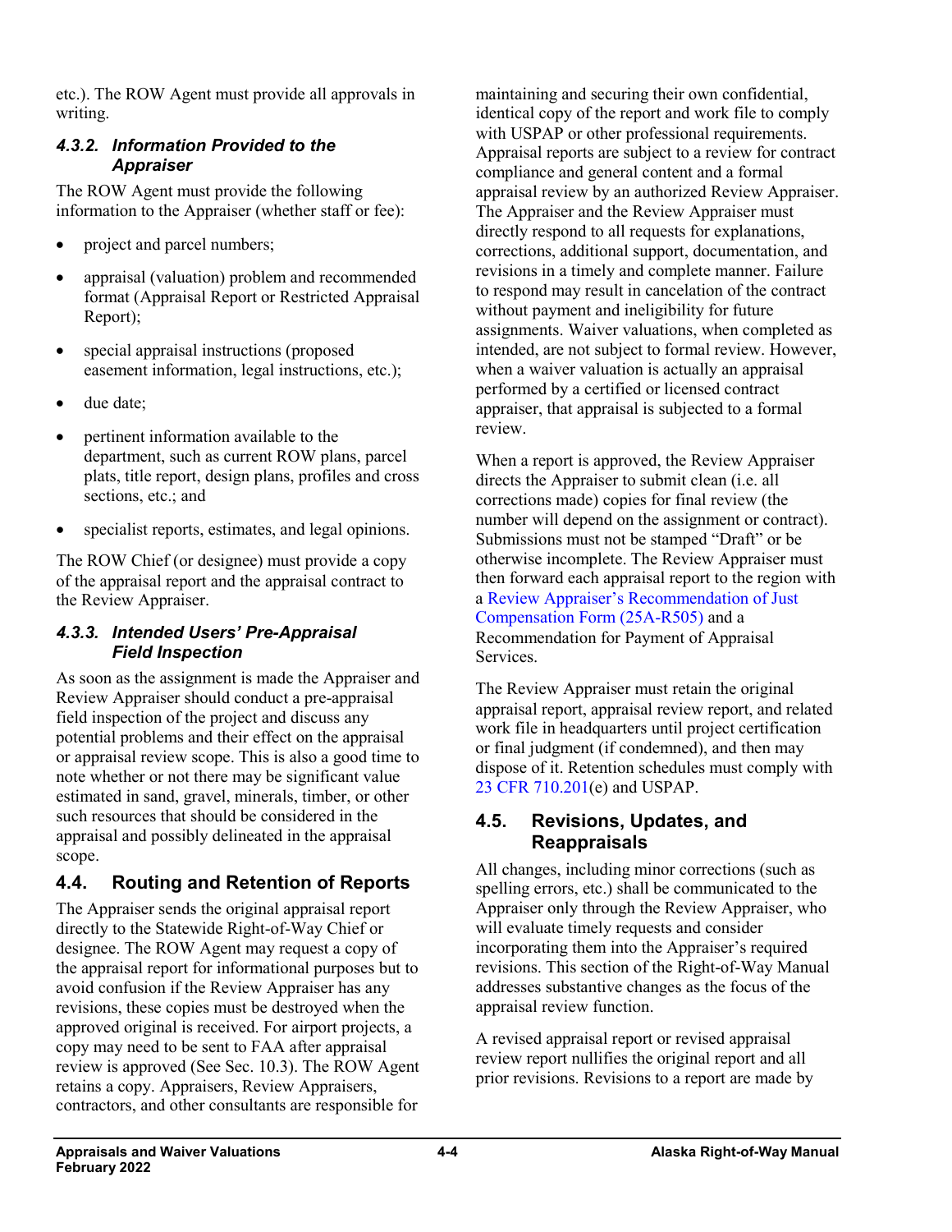etc.). The ROW Agent must provide all approvals in writing.

### *4.3.2. Information Provided to the Appraiser*

The ROW Agent must provide the following information to the Appraiser (whether staff or fee):

- project and parcel numbers;
- appraisal (valuation) problem and recommended format (Appraisal Report or Restricted Appraisal Report);
- special appraisal instructions (proposed easement information, legal instructions, etc.);
- due date;
- pertinent information available to the department, such as current ROW plans, parcel plats, title report, design plans, profiles and cross sections, etc.; and
- specialist reports, estimates, and legal opinions.

The ROW Chief (or designee) must provide a copy of the appraisal report and the appraisal contract to the Review Appraiser.

### *4.3.3. Intended Users' Pre-Appraisal Field Inspection*

As soon as the assignment is made the Appraiser and Review Appraiser should conduct a pre-appraisal field inspection of the project and discuss any potential problems and their effect on the appraisal or appraisal review scope. This is also a good time to note whether or not there may be significant value estimated in sand, gravel, minerals, timber, or other such resources that should be considered in the appraisal and possibly delineated in the appraisal scope.

## 4.4. Routing and Retention of Reports

The Appraiser sends the original appraisal report directly to the Statewide Right-of-Way Chief or designee. The ROW Agent may request a copy of the appraisal report for informational purposes but to avoid confusion if the Review Appraiser has any revisions, these copies must be destroyed when the approved original is received. For airport projects, a copy may need to be sent to FAA after appraisal review is approved (See Sec. 10.3). The ROW Agent retains a copy. Appraisers, Review Appraisers, contractors, and other consultants are responsible for maintaining and securing their own confidential, identical copy of the report and work file to comply with USPAP or other professional requirements. Appraisal reports are subject to a review for contract compliance and general content and a formal appraisal review by an authorized Review Appraiser. The Appraiser and the Review Appraiser must directly respond to all requests for explanations, corrections, additional support, documentation, and revisions in a timely and complete manner. Failure to respond may result in cancelation of the contract without payment and ineligibility for future assignments. Waiver valuations, when completed as intended, are not subject to formal review. However, when a waiver valuation is actually an appraisal performed by a certified or licensed contract appraiser, that appraisal is subjected to a formal review.

When a report is approved, the Review Appraiser directs the Appraiser to submit clean (i.e. all corrections made) copies for final review (the number will depend on the assignment or contract). Submissions must not be stamped "Draft" or be otherwise incomplete. The Review Appraiser must then forward each appraisal report to the region with a Review Appraiser's Recommendation of Just Compensation Form (25A-R505) and a Recommendation for Payment of Appraisal Services.

The Review Appraiser must retain the original appraisal report, appraisal review report, and related work file in headquarters until project certification or final judgment (if condemned), and then may dispose of it. Retention schedules must comply with 23 CFR 710.201(e) and USPAP.

## 4.5. Revisions, Updates, and Reappraisals

All changes, including minor corrections (such as spelling errors, etc.) shall be communicated to the Appraiser only through the Review Appraiser, who will evaluate timely requests and consider incorporating them into the Appraiser's required revisions. This section of the Right-of-Way Manual addresses substantive changes as the focus of the appraisal review function.

A revised appraisal report or revised appraisal review report nullifies the original report and all prior revisions. Revisions to a report are made by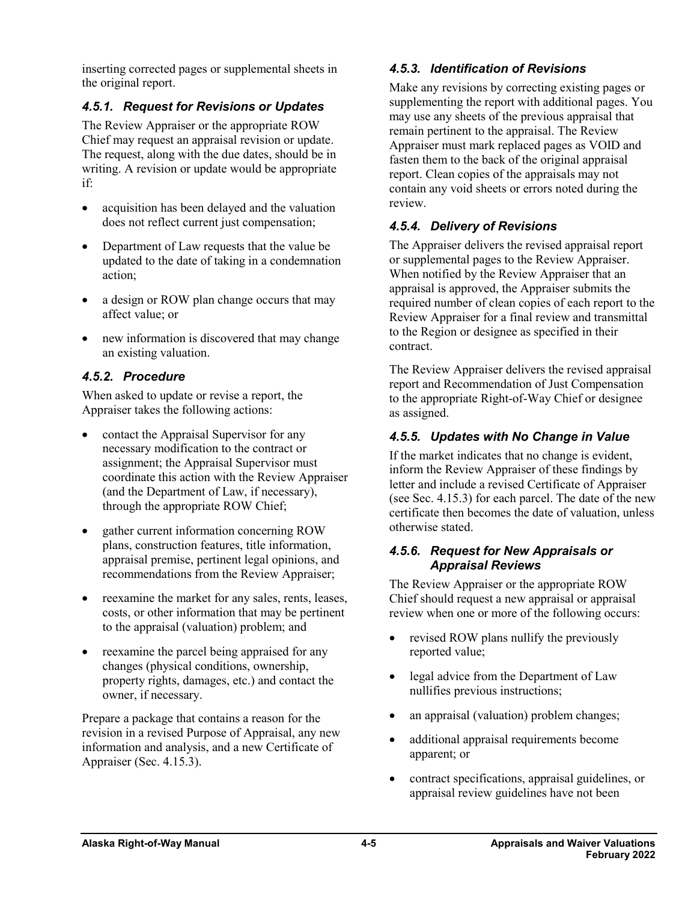inserting corrected pages or supplemental sheets in the original report.

### *4.5.1. Request for Revisions or Updates*

The Review Appraiser or the appropriate ROW Chief may request an appraisal revision or update. The request, along with the due dates, should be in writing. A revision or update would be appropriate if:

- acquisition has been delayed and the valuation does not reflect current just compensation;
- Department of Law requests that the value be updated to the date of taking in a condemnation action;
- a design or ROW plan change occurs that may affect value; or
- new information is discovered that may change an existing valuation.

### *4.5.2. Procedure*

When asked to update or revise a report, the Appraiser takes the following actions:

- contact the Appraisal Supervisor for any necessary modification to the contract or assignment; the Appraisal Supervisor must coordinate this action with the Review Appraiser (and the Department of Law, if necessary), through the appropriate ROW Chief;
- gather current information concerning ROW plans, construction features, title information, appraisal premise, pertinent legal opinions, and recommendations from the Review Appraiser;
- reexamine the market for any sales, rents, leases, costs, or other information that may be pertinent to the appraisal (valuation) problem; and
- reexamine the parcel being appraised for any changes (physical conditions, ownership, property rights, damages, etc.) and contact the owner, if necessary.

Prepare a package that contains a reason for the revision in a revised Purpose of Appraisal, any new information and analysis, and a new Certificate of Appraiser (Sec. 4.15.3).

### *4.5.3. Identification of Revisions*

Make any revisions by correcting existing pages or supplementing the report with additional pages. You may use any sheets of the previous appraisal that remain pertinent to the appraisal. The Review Appraiser must mark replaced pages as VOID and fasten them to the back of the original appraisal report. Clean copies of the appraisals may not contain any void sheets or errors noted during the review.

### *4.5.4. Delivery of Revisions*

The Appraiser delivers the revised appraisal report or supplemental pages to the Review Appraiser. When notified by the Review Appraiser that an appraisal is approved, the Appraiser submits the required number of clean copies of each report to the Review Appraiser for a final review and transmittal to the Region or designee as specified in their contract.

The Review Appraiser delivers the revised appraisal report and Recommendation of Just Compensation to the appropriate Right-of-Way Chief or designee as assigned.

### *4.5.5. Updates with No Change in Value*

If the market indicates that no change is evident, inform the Review Appraiser of these findings by letter and include a revised Certificate of Appraiser (see Sec. 4.15.3) for each parcel. The date of the new certificate then becomes the date of valuation, unless otherwise stated.

### *4.5.6. Request for New Appraisals or Appraisal Reviews*

The Review Appraiser or the appropriate ROW Chief should request a new appraisal or appraisal review when one or more of the following occurs:

- revised ROW plans nullify the previously reported value;
- legal advice from the Department of Law nullifies previous instructions;
- an appraisal (valuation) problem changes;
- additional appraisal requirements become apparent; or
- contract specifications, appraisal guidelines, or appraisal review guidelines have not been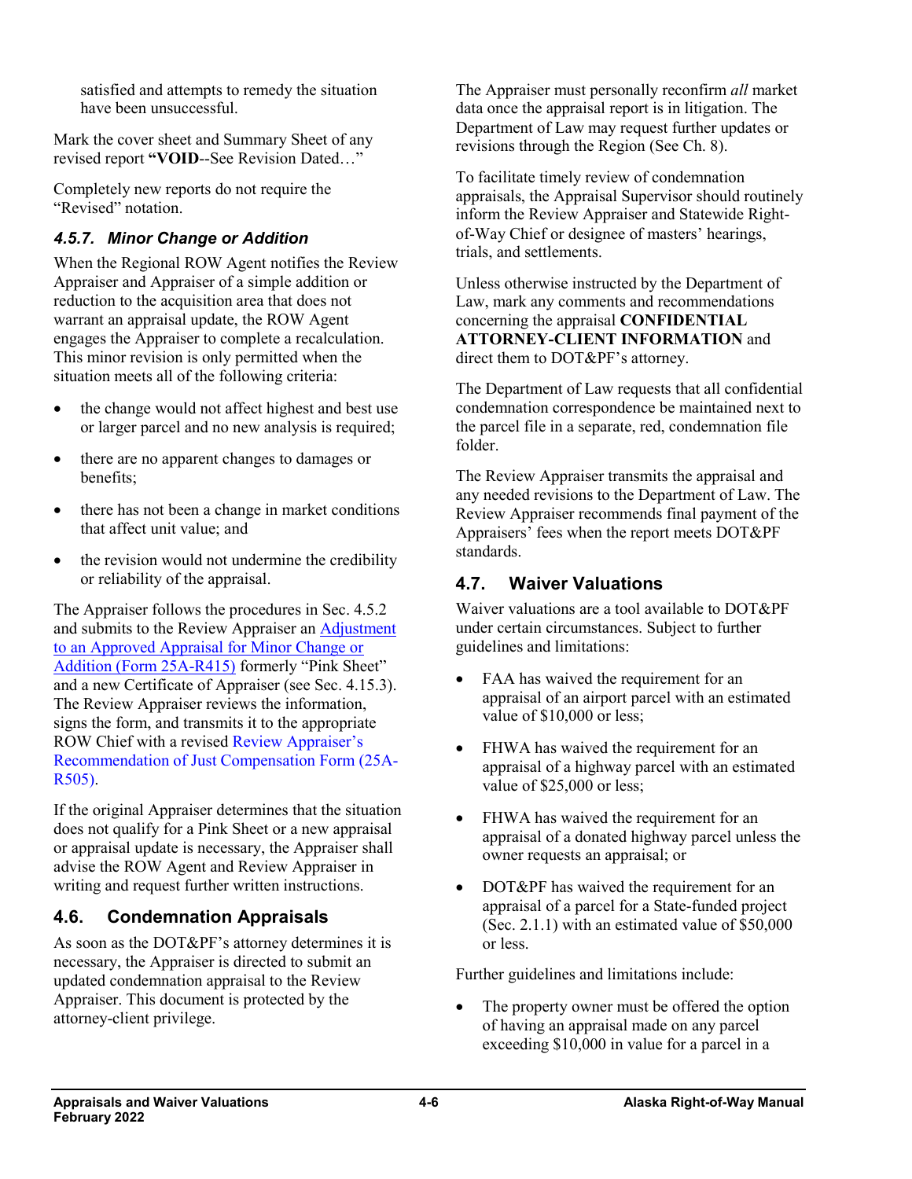satisfied and attempts to remedy the situation have been unsuccessful.

Mark the cover sheet and Summary Sheet of any revised report **"VOID**--See Revision Dated…"

Completely new reports do not require the "Revised" notation.

### *4.5.7. Minor Change or Addition*

When the Regional ROW Agent notifies the Review Appraiser and Appraiser of a simple addition or reduction to the acquisition area that does not warrant an appraisal update, the ROW Agent engages the Appraiser to complete a recalculation. This minor revision is only permitted when the situation meets all of the following criteria:

- the change would not affect highest and best use or larger parcel and no new analysis is required;
- there are no apparent changes to damages or benefits;
- there has not been a change in market conditions that affect unit value; and
- the revision would not undermine the credibility or reliability of the appraisal.

The Appraiser follows the procedures in Sec. 4.5.2 and submits to the Review Appraiser an Adjustment to an Approved Appraisal for Minor Change or Addition (Form 25A-R415) formerly "Pink Sheet" and a new Certificate of Appraiser (see Sec. 4.15.3). The Review Appraiser reviews the information, signs the form, and transmits it to the appropriate ROW Chief with a revised Review Appraiser's Recommendation of Just Compensation Form (25A-R505).

If the original Appraiser determines that the situation does not qualify for a Pink Sheet or a new appraisal or appraisal update is necessary, the Appraiser shall advise the ROW Agent and Review Appraiser in writing and request further written instructions.

## 4.6. Condemnation Appraisals

As soon as the DOT&PF's attorney determines it is necessary, the Appraiser is directed to submit an updated condemnation appraisal to the Review Appraiser. This document is protected by the attorney-client privilege.

The Appraiser must personally reconfirm *all* market data once the appraisal report is in litigation. The Department of Law may request further updates or revisions through the Region (See Ch. 8).

To facilitate timely review of condemnation appraisals, the Appraisal Supervisor should routinely inform the Review Appraiser and Statewide Right-of-Way Chief or designee of masters' hearings, trials, and settlements.

Unless otherwise instructed by the Department of Law, mark any comments and recommendations concerning the appraisal **CONFIDENTIAL ATTORNEY-CLIENT INFORMATION** and direct them to DOT&PF's attorney.

The Department of Law requests that all confidential condemnation correspondence be maintained next to the parcel file in a separate, red, condemnation file folder.

The Review Appraiser transmits the appraisal and any needed revisions to the Department of Law. The Review Appraiser recommends final payment of the Appraisers' fees when the report meets DOT&PF standards.

## 4.7. Waiver Valuations

Waiver valuations are a tool available to DOT&PF under certain circumstances. Subject to further guidelines and limitations:

- FAA has waived the requirement for an appraisal of an airport parcel with an estimated value of $10,000 or less;
- FHWA has waived the requirement for an appraisal of a highway parcel with an estimated value of $25,000 or less;
- FHWA has waived the requirement for an appraisal of a donated highway parcel unless the owner requests an appraisal; or
- DOT&PF has waived the requirement for an appraisal of a parcel for a State-funded project (Sec. 2.1.1) with an estimated value of $50,000 or less.

Further guidelines and limitations include:

- The property owner must be offered the option of having an appraisal made on any parcel exceeding $10,000 in value for a parcel in a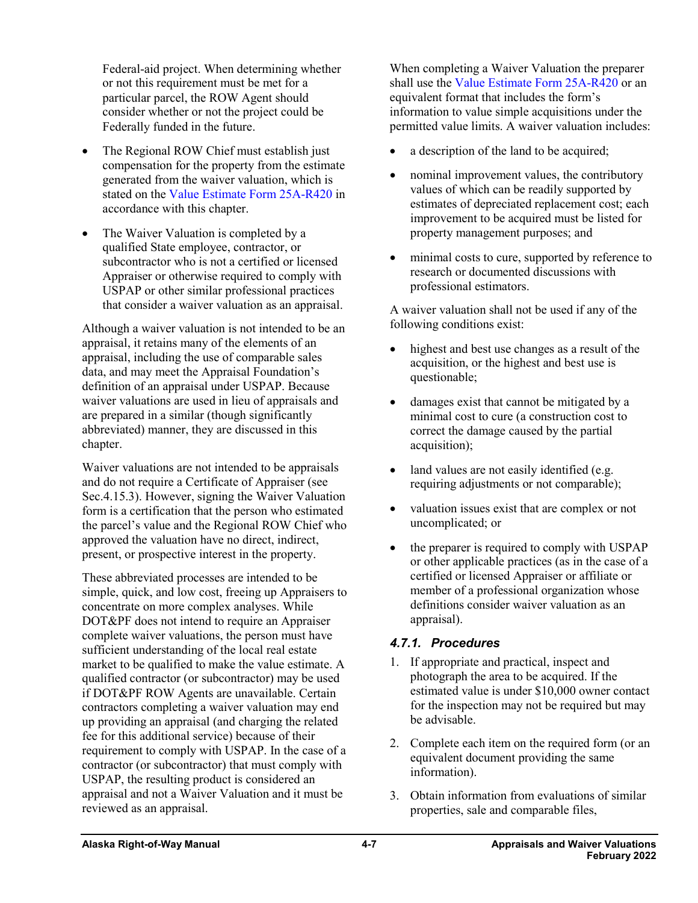Federal-aid project. When determining whether or not this requirement must be met for a particular parcel, the ROW Agent should consider whether or not the project could be Federally funded in the future.

- The Regional ROW Chief must establish just compensation for the property from the estimate generated from the waiver valuation, which is stated on the Value Estimate Form 25A-R420 in accordance with this chapter.
- The Waiver Valuation is completed by a qualified State employee, contractor, or subcontractor who is not a certified or licensed Appraiser or otherwise required to comply with USPAP or other similar professional practices that consider a waiver valuation as an appraisal.

Although a waiver valuation is not intended to be an appraisal, it retains many of the elements of an appraisal, including the use of comparable sales data, and may meet the Appraisal Foundation's definition of an appraisal under USPAP. Because waiver valuations are used in lieu of appraisals and are prepared in a similar (though significantly abbreviated) manner, they are discussed in this chapter.

Waiver valuations are not intended to be appraisals and do not require a Certificate of Appraiser (see Sec.4.15.3). However, signing the Waiver Valuation form is a certification that the person who estimated the parcel's value and the Regional ROW Chief who approved the valuation have no direct, indirect, present, or prospective interest in the property.

These abbreviated processes are intended to be simple, quick, and low cost, freeing up Appraisers to concentrate on more complex analyses. While DOT&PF does not intend to require an Appraiser complete waiver valuations, the person must have sufficient understanding of the local real estate market to be qualified to make the value estimate. A qualified contractor (or subcontractor) may be used if DOT&PF ROW Agents are unavailable. Certain contractors completing a waiver valuation may end up providing an appraisal (and charging the related fee for this additional service) because of their requirement to comply with USPAP. In the case of a contractor (or subcontractor) that must comply with USPAP, the resulting product is considered an appraisal and not a Waiver Valuation and it must be reviewed as an appraisal.

When completing a Waiver Valuation the preparer shall use the Value Estimate Form 25A-R420 or an equivalent format that includes the form's information to value simple acquisitions under the permitted value limits. A waiver valuation includes:

- a description of the land to be acquired;
- nominal improvement values, the contributory values of which can be readily supported by estimates of depreciated replacement cost; each improvement to be acquired must be listed for property management purposes; and
- minimal costs to cure, supported by reference to research or documented discussions with professional estimators.

A waiver valuation shall not be used if any of the following conditions exist:

- highest and best use changes as a result of the acquisition, or the highest and best use is questionable;
- damages exist that cannot be mitigated by a minimal cost to cure (a construction cost to correct the damage caused by the partial acquisition);
- land values are not easily identified (e.g. requiring adjustments or not comparable);
- valuation issues exist that are complex or not uncomplicated; or
- the preparer is required to comply with USPAP or other applicable practices (as in the case of a certified or licensed Appraiser or affiliate or member of a professional organization whose definitions consider waiver valuation as an appraisal).

### *4.7.1. Procedures*

1. If appropriate and practical, inspect and photograph the area to be acquired. If the estimated value is under $10,000 owner contact for the inspection may not be required but may be advisable.
2. Complete each item on the required form (or an equivalent document providing the same information).
3. Obtain information from evaluations of similar properties, sale and comparable files,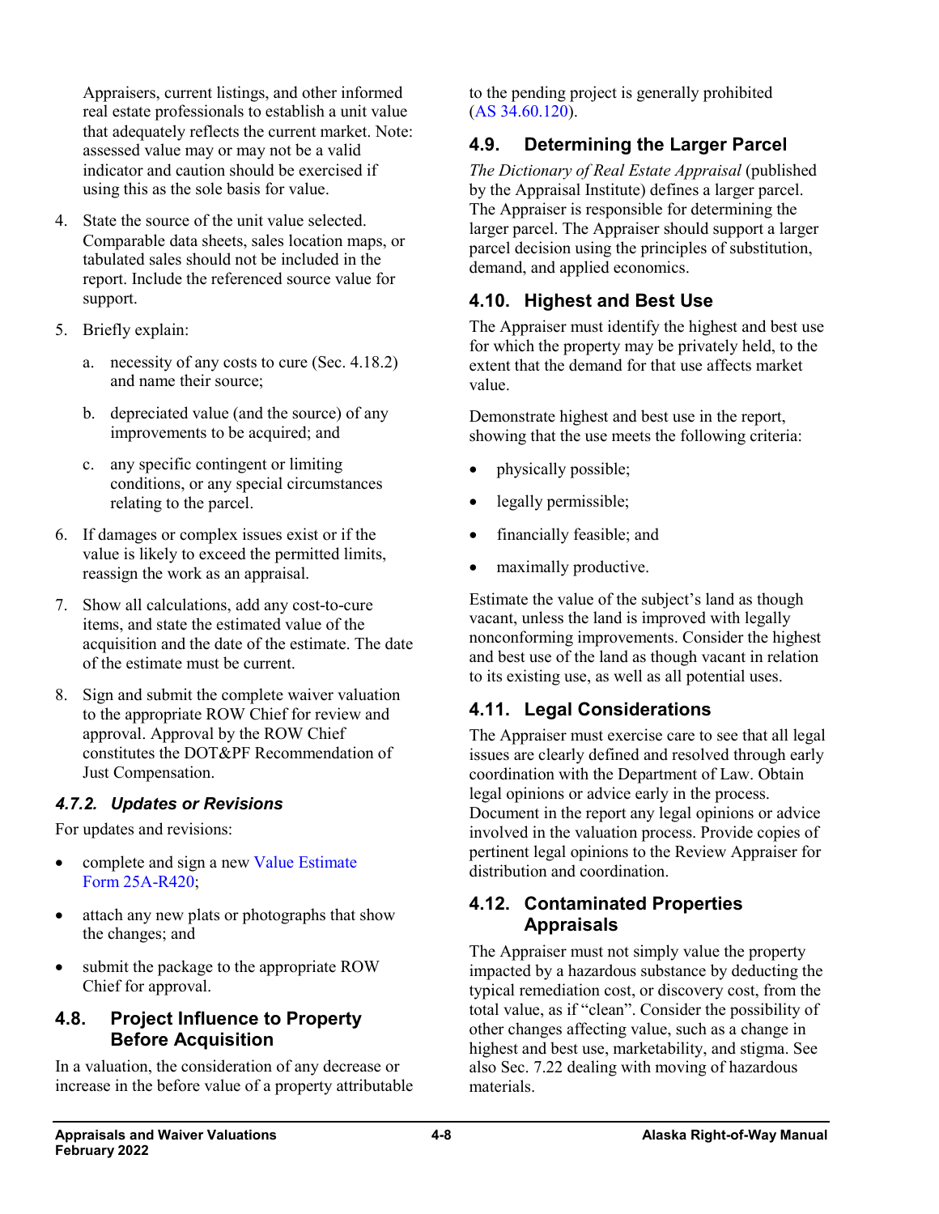Appraisers, current listings, and other informed real estate professionals to establish a unit value that adequately reflects the current market. Note: assessed value may or may not be a valid indicator and caution should be exercised if using this as the sole basis for value.

4. State the source of the unit value selected. Comparable data sheets, sales location maps, or tabulated sales should not be included in the report. Include the referenced source value for support.

5. Briefly explain:

   a. necessity of any costs to cure (Sec. 4.18.2) and name their source;

   b. depreciated value (and the source) of any improvements to be acquired; and

   c. any specific contingent or limiting conditions, or any special circumstances relating to the parcel.

6. If damages or complex issues exist or if the value is likely to exceed the permitted limits, reassign the work as an appraisal.

7. Show all calculations, add any cost-to-cure items, and state the estimated value of the acquisition and the date of the estimate. The date of the estimate must be current.

8. Sign and submit the complete waiver valuation to the appropriate ROW Chief for review and approval. Approval by the ROW Chief constitutes the DOT&PF Recommendation of Just Compensation.

### *4.7.2. Updates or Revisions*

For updates and revisions:

- complete and sign a new Value Estimate Form 25A-R420;
- attach any new plats or photographs that show the changes; and
- submit the package to the appropriate ROW Chief for approval.

## 4.8. Project Influence to Property Before Acquisition

In a valuation, the consideration of any decrease or increase in the before value of a property attributable to the pending project is generally prohibited (AS 34.60.120).

## 4.9. Determining the Larger Parcel

*The Dictionary of Real Estate Appraisal* (published by the Appraisal Institute) defines a larger parcel. The Appraiser is responsible for determining the larger parcel. The Appraiser should support a larger parcel decision using the principles of substitution, demand, and applied economics.

## 4.10. Highest and Best Use

The Appraiser must identify the highest and best use for which the property may be privately held, to the extent that the demand for that use affects market value.

Demonstrate highest and best use in the report, showing that the use meets the following criteria:

- physically possible;
- legally permissible;
- financially feasible; and
- maximally productive.

Estimate the value of the subject's land as though vacant, unless the land is improved with legally nonconforming improvements. Consider the highest and best use of the land as though vacant in relation to its existing use, as well as all potential uses.

## 4.11. Legal Considerations

The Appraiser must exercise care to see that all legal issues are clearly defined and resolved through early coordination with the Department of Law. Obtain legal opinions or advice early in the process. Document in the report any legal opinions or advice involved in the valuation process. Provide copies of pertinent legal opinions to the Review Appraiser for distribution and coordination.

## 4.12. Contaminated Properties Appraisals

The Appraiser must not simply value the property impacted by a hazardous substance by deducting the typical remediation cost, or discovery cost, from the total value, as if "clean". Consider the possibility of other changes affecting value, such as a change in highest and best use, marketability, and stigma. See also Sec. 7.22 dealing with moving of hazardous materials.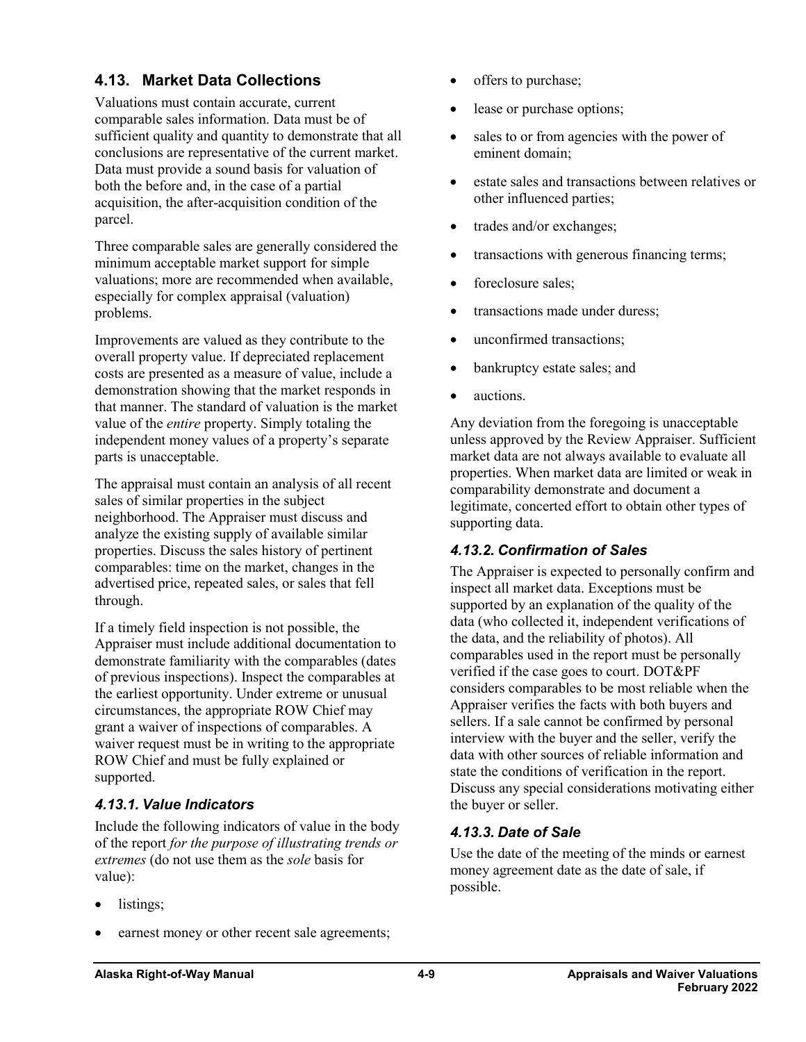## 4.13. Market Data Collections

Valuations must contain accurate, current comparable sales information. Data must be of sufficient quality and quantity to demonstrate that all conclusions are representative of the current market. Data must provide a sound basis for valuation of both the before and, in the case of a partial acquisition, the after-acquisition condition of the parcel.

Three comparable sales are generally considered the minimum acceptable market support for simple valuations; more are recommended when available, especially for complex appraisal (valuation) problems.

Improvements are valued as they contribute to the overall property value. If depreciated replacement costs are presented as a measure of value, include a demonstration showing that the market responds in that manner. The standard of valuation is the market value of the *entire* property. Simply totaling the independent money values of a property's separate parts is unacceptable.

The appraisal must contain an analysis of all recent sales of similar properties in the subject neighborhood. The Appraiser must discuss and analyze the existing supply of available similar properties. Discuss the sales history of pertinent comparables: time on the market, changes in the advertised price, repeated sales, or sales that fell through.

If a timely field inspection is not possible, the Appraiser must include additional documentation to demonstrate familiarity with the comparables (dates of previous inspections). Inspect the comparables at the earliest opportunity. Under extreme or unusual circumstances, the appropriate ROW Chief may grant a waiver of inspections of comparables. A waiver request must be in writing to the appropriate ROW Chief and must be fully explained or supported.

### *4.13.1. Value Indicators*

Include the following indicators of value in the body of the report *for the purpose of illustrating trends or extremes* (do not use them as the *sole* basis for value):

- listings;
- earnest money or other recent sale agreements;
- offers to purchase;
- lease or purchase options;
- sales to or from agencies with the power of eminent domain;
- estate sales and transactions between relatives or other influenced parties;
- trades and/or exchanges;
- transactions with generous financing terms;
- foreclosure sales;
- transactions made under duress;
- unconfirmed transactions;
- bankruptcy estate sales; and
- auctions.

Any deviation from the foregoing is unacceptable unless approved by the Review Appraiser. Sufficient market data are not always available to evaluate all properties. When market data are limited or weak in comparability demonstrate and document a legitimate, concerted effort to obtain other types of supporting data.

### *4.13.2. Confirmation of Sales*

The Appraiser is expected to personally confirm and inspect all market data. Exceptions must be supported by an explanation of the quality of the data (who collected it, independent verifications of the data, and the reliability of photos). All comparables used in the report must be personally verified if the case goes to court. DOT&PF considers comparables to be most reliable when the Appraiser verifies the facts with both buyers and sellers. If a sale cannot be confirmed by personal interview with the buyer and the seller, verify the data with other sources of reliable information and state the conditions of verification in the report. Discuss any special considerations motivating either the buyer or seller.

### *4.13.3. Date of Sale*

Use the date of the meeting of the minds or earnest money agreement date as the date of sale, if possible.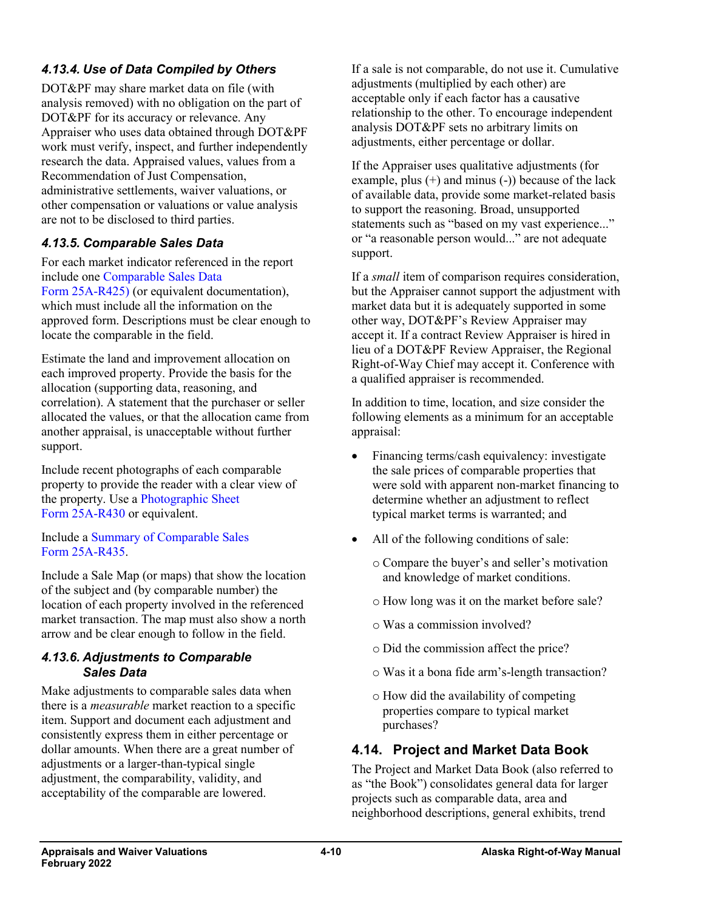#### 4.13.4. Use of Data Compiled by Others

DOT&PF may share market data on file (with analysis removed) with no obligation on the part of DOT&PF for its accuracy or relevance. Any Appraiser who uses data obtained through DOT&PF work must verify, inspect, and further independently research the data. Appraised values, values from a Recommendation of Just Compensation, administrative settlements, waiver valuations, or other compensation or valuations or value analysis are not to be disclosed to third parties.

#### 4.13.5. Comparable Sales Data

For each market indicator referenced in the report include one Comparable Sales Data Form 25A-R425) (or equivalent documentation), which must include all the information on the approved form. Descriptions must be clear enough to locate the comparable in the field.

Estimate the land and improvement allocation on each improved property. Provide the basis for the allocation (supporting data, reasoning, and correlation). A statement that the purchaser or seller allocated the values, or that the allocation came from another appraisal, is unacceptable without further support.

Include recent photographs of each comparable property to provide the reader with a clear view of the property. Use a Photographic Sheet Form 25A-R430 or equivalent.

Include a Summary of Comparable Sales Form 25A-R435.

Include a Sale Map (or maps) that show the location of the subject and (by comparable number) the location of each property involved in the referenced market transaction. The map must also show a north arrow and be clear enough to follow in the field.

#### 4.13.6. Adjustments to Comparable Sales Data

Make adjustments to comparable sales data when there is a *measurable* market reaction to a specific item. Support and document each adjustment and consistently express them in either percentage or dollar amounts. When there are a great number of adjustments or a larger-than-typical single adjustment, the comparability, validity, and acceptability of the comparable are lowered.

If a sale is not comparable, do not use it. Cumulative adjustments (multiplied by each other) are acceptable only if each factor has a causative relationship to the other. To encourage independent analysis DOT&PF sets no arbitrary limits on adjustments, either percentage or dollar.

If the Appraiser uses qualitative adjustments (for example, plus (+) and minus (-)) because of the lack of available data, provide some market-related basis to support the reasoning. Broad, unsupported statements such as "based on my vast experience..." or "a reasonable person would..." are not adequate support.

If a *small* item of comparison requires consideration, but the Appraiser cannot support the adjustment with market data but it is adequately supported in some other way, DOT&PF's Review Appraiser may accept it. If a contract Review Appraiser is hired in lieu of a DOT&PF Review Appraiser, the Regional Right-of-Way Chief may accept it. Conference with a qualified appraiser is recommended.

In addition to time, location, and size consider the following elements as a minimum for an acceptable appraisal:

- Financing terms/cash equivalency: investigate the sale prices of comparable properties that were sold with apparent non-market financing to determine whether an adjustment to reflect typical market terms is warranted; and
- All of the following conditions of sale:
  - Compare the buyer's and seller's motivation and knowledge of market conditions.
  - How long was it on the market before sale?
  - Was a commission involved?
  - Did the commission affect the price?
  - Was it a bona fide arm's-length transaction?
  - How did the availability of competing properties compare to typical market purchases?

### 4.14. Project and Market Data Book

The Project and Market Data Book (also referred to as "the Book") consolidates general data for larger projects such as comparable data, area and neighborhood descriptions, general exhibits, trend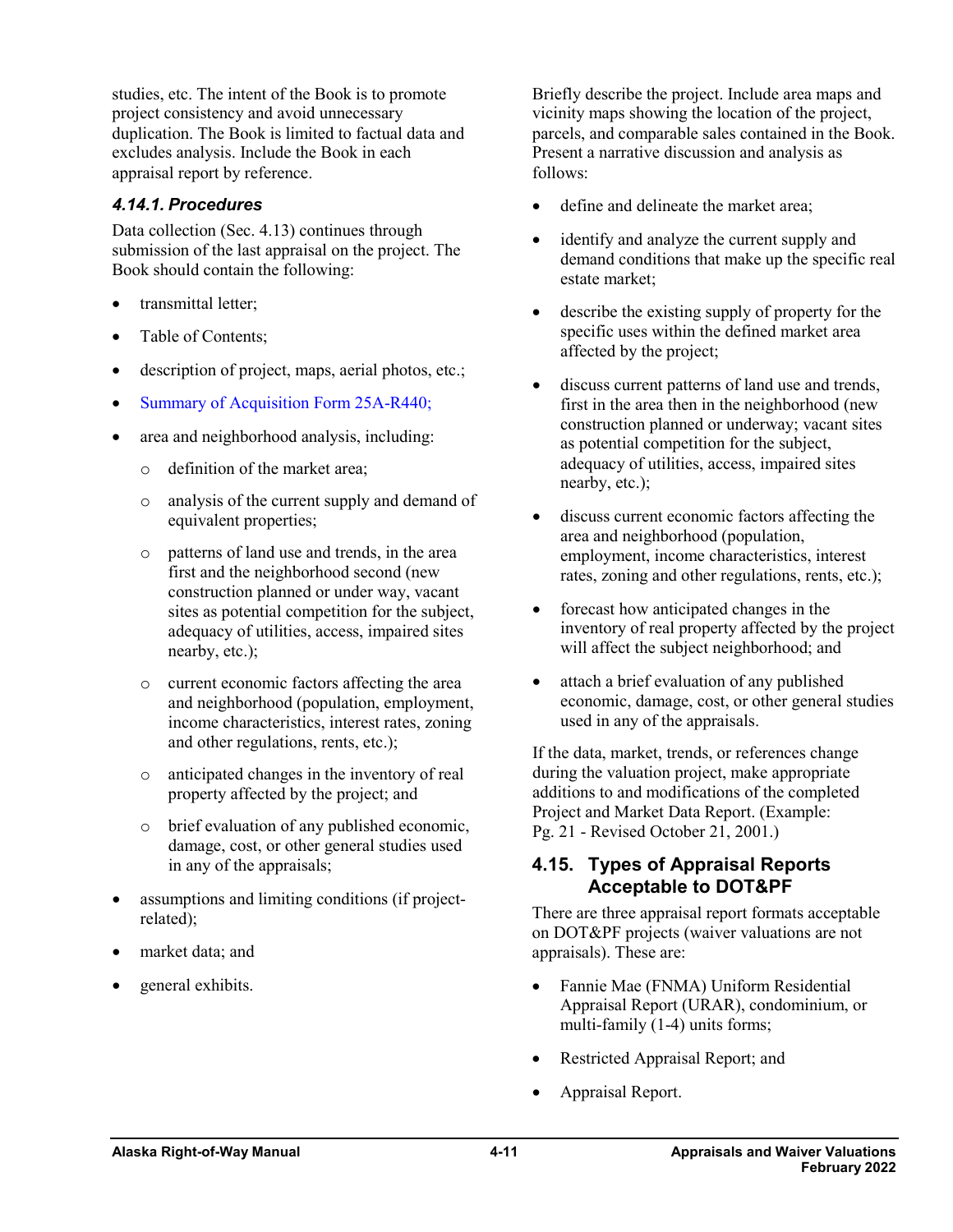studies, etc. The intent of the Book is to promote project consistency and avoid unnecessary duplication. The Book is limited to factual data and excludes analysis. Include the Book in each appraisal report by reference.

### *4.14.1. Procedures*

Data collection (Sec. 4.13) continues through submission of the last appraisal on the project. The Book should contain the following:

- transmittal letter;
- Table of Contents;
- description of project, maps, aerial photos, etc.;
- Summary of Acquisition Form 25A-R440;
- area and neighborhood analysis, including:
  - definition of the market area;
  - analysis of the current supply and demand of equivalent properties;
  - patterns of land use and trends, in the area first and the neighborhood second (new construction planned or under way, vacant sites as potential competition for the subject, adequacy of utilities, access, impaired sites nearby, etc.);
  - current economic factors affecting the area and neighborhood (population, employment, income characteristics, interest rates, zoning and other regulations, rents, etc.);
  - anticipated changes in the inventory of real property affected by the project; and
  - brief evaluation of any published economic, damage, cost, or other general studies used in any of the appraisals;
- assumptions and limiting conditions (if project-related);
- market data; and
- general exhibits.

Briefly describe the project. Include area maps and vicinity maps showing the location of the project, parcels, and comparable sales contained in the Book. Present a narrative discussion and analysis as follows:

- define and delineate the market area;
- identify and analyze the current supply and demand conditions that make up the specific real estate market;
- describe the existing supply of property for the specific uses within the defined market area affected by the project;
- discuss current patterns of land use and trends, first in the area then in the neighborhood (new construction planned or underway; vacant sites as potential competition for the subject, adequacy of utilities, access, impaired sites nearby, etc.);
- discuss current economic factors affecting the area and neighborhood (population, employment, income characteristics, interest rates, zoning and other regulations, rents, etc.);
- forecast how anticipated changes in the inventory of real property affected by the project will affect the subject neighborhood; and
- attach a brief evaluation of any published economic, damage, cost, or other general studies used in any of the appraisals.

If the data, market, trends, or references change during the valuation project, make appropriate additions to and modifications of the completed Project and Market Data Report. (Example: Pg. 21 - Revised October 21, 2001.)

## 4.15. Types of Appraisal Reports Acceptable to DOT&PF

There are three appraisal report formats acceptable on DOT&PF projects (waiver valuations are not appraisals). These are:

- Fannie Mae (FNMA) Uniform Residential Appraisal Report (URAR), condominium, or multi-family (1-4) units forms;
- Restricted Appraisal Report; and
- Appraisal Report.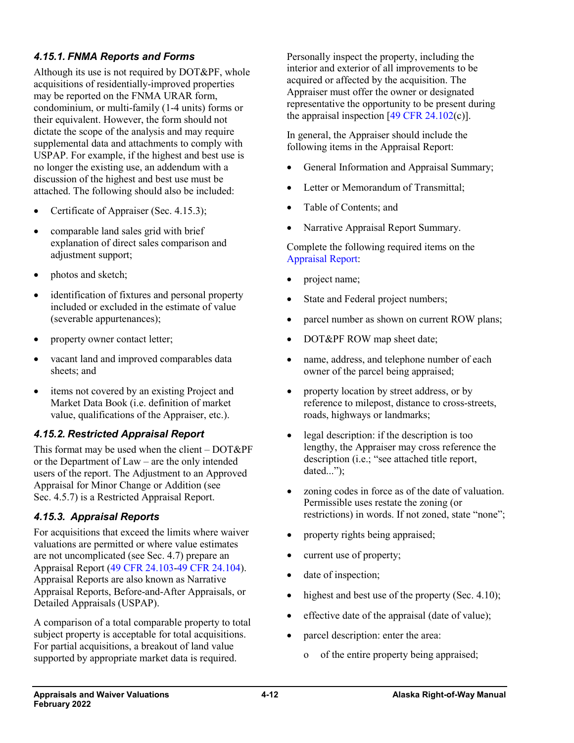### *4.15.1. FNMA Reports and Forms*

Although its use is not required by DOT&PF, whole acquisitions of residentially-improved properties may be reported on the FNMA URAR form, condominium, or multi-family (1-4 units) forms or their equivalent. However, the form should not dictate the scope of the analysis and may require supplemental data and attachments to comply with USPAP. For example, if the highest and best use is no longer the existing use, an addendum with a discussion of the highest and best use must be attached. The following should also be included:

- Certificate of Appraiser (Sec. 4.15.3);
- comparable land sales grid with brief explanation of direct sales comparison and adjustment support;
- photos and sketch;
- identification of fixtures and personal property included or excluded in the estimate of value (severable appurtenances);
- property owner contact letter;
- vacant land and improved comparables data sheets; and
- items not covered by an existing Project and Market Data Book (i.e. definition of market value, qualifications of the Appraiser, etc.).

### *4.15.2. Restricted Appraisal Report*

This format may be used when the client – DOT&PF or the Department of Law – are the only intended users of the report. The Adjustment to an Approved Appraisal for Minor Change or Addition (see Sec. 4.5.7) is a Restricted Appraisal Report.

### *4.15.3. Appraisal Reports*

For acquisitions that exceed the limits where waiver valuations are permitted or where value estimates are not uncomplicated (see Sec. 4.7) prepare an Appraisal Report (49 CFR 24.103-49 CFR 24.104). Appraisal Reports are also known as Narrative Appraisal Reports, Before-and-After Appraisals, or Detailed Appraisals (USPAP).

A comparison of a total comparable property to total subject property is acceptable for total acquisitions. For partial acquisitions, a breakout of land value supported by appropriate market data is required.

Personally inspect the property, including the interior and exterior of all improvements to be acquired or affected by the acquisition. The Appraiser must offer the owner or designated representative the opportunity to be present during the appraisal inspection [49 CFR 24.102(c)].

In general, the Appraiser should include the following items in the Appraisal Report:

- General Information and Appraisal Summary;
- Letter or Memorandum of Transmittal;
- Table of Contents; and
- Narrative Appraisal Report Summary.

Complete the following required items on the Appraisal Report:

- project name;
- State and Federal project numbers;
- parcel number as shown on current ROW plans;
- DOT&PF ROW map sheet date;
- name, address, and telephone number of each owner of the parcel being appraised;
- property location by street address, or by reference to milepost, distance to cross-streets, roads, highways or landmarks;
- legal description: if the description is too lengthy, the Appraiser may cross reference the description (i.e.; "see attached title report, dated...");
- zoning codes in force as of the date of valuation. Permissible uses restate the zoning (or restrictions) in words. If not zoned, state "none";
- property rights being appraised;
- current use of property;
- date of inspection;
- highest and best use of the property (Sec. 4.10);
- effective date of the appraisal (date of value);
- parcel description: enter the area:
    - of the entire property being appraised;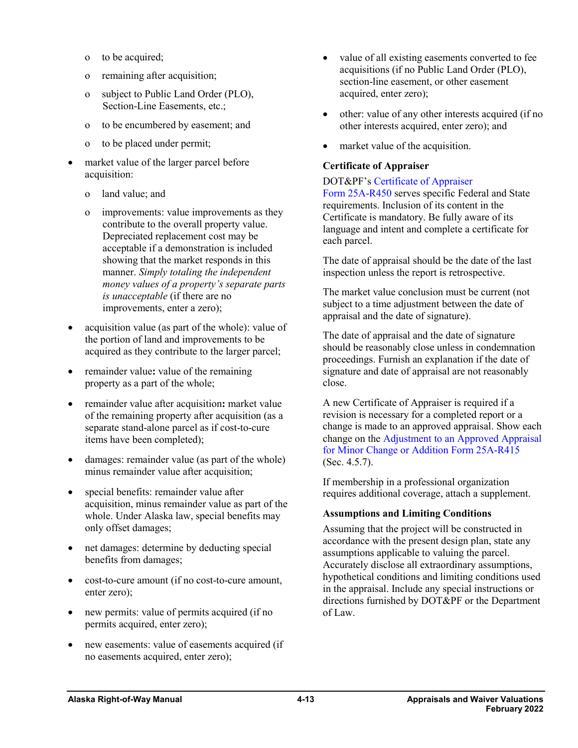- to be acquired;
- remaining after acquisition;
- subject to Public Land Order (PLO), Section-Line Easements, etc.;
- to be encumbered by easement; and
- to be placed under permit;

- market value of the larger parcel before acquisition:
  - land value; and
  - improvements: value improvements as they contribute to the overall property value. Depreciated replacement cost may be acceptable if a demonstration is included showing that the market responds in this manner. *Simply totaling the independent money values of a property's separate parts is unacceptable* (if there are no improvements, enter a zero);
- acquisition value (as part of the whole): value of the portion of land and improvements to be acquired as they contribute to the larger parcel;
- remainder value**:** value of the remaining property as a part of the whole;
- remainder value after acquisition**:** market value of the remaining property after acquisition (as a separate stand-alone parcel as if cost-to-cure items have been completed);
- damages: remainder value (as part of the whole) minus remainder value after acquisition;
- special benefits: remainder value after acquisition, minus remainder value as part of the whole. Under Alaska law, special benefits may only offset damages;
- net damages: determine by deducting special benefits from damages;
- cost-to-cure amount (if no cost-to-cure amount, enter zero);
- new permits: value of permits acquired (if no permits acquired, enter zero);
- new easements: value of easements acquired (if no easements acquired, enter zero);
- value of all existing easements converted to fee acquisitions (if no Public Land Order (PLO), section-line easement, or other easement acquired, enter zero);
- other: value of any other interests acquired (if no other interests acquired, enter zero); and
- market value of the acquisition.

### Certificate of Appraiser

DOT&PF's Certificate of Appraiser Form 25A-R450 serves specific Federal and State requirements. Inclusion of its content in the Certificate is mandatory. Be fully aware of its language and intent and complete a certificate for each parcel.

The date of appraisal should be the date of the last inspection unless the report is retrospective.

The market value conclusion must be current (not subject to a time adjustment between the date of appraisal and the date of signature).

The date of appraisal and the date of signature should be reasonably close unless in condemnation proceedings. Furnish an explanation if the date of signature and date of appraisal are not reasonably close.

A new Certificate of Appraiser is required if a revision is necessary for a completed report or a change is made to an approved appraisal. Show each change on the Adjustment to an Approved Appraisal for Minor Change or Addition Form 25A-R415 (Sec. 4.5.7).

If membership in a professional organization requires additional coverage, attach a supplement.

### Assumptions and Limiting Conditions

Assuming that the project will be constructed in accordance with the present design plan, state any assumptions applicable to valuing the parcel. Accurately disclose all extraordinary assumptions, hypothetical conditions and limiting conditions used in the appraisal. Include any special instructions or directions furnished by DOT&PF or the Department of Law.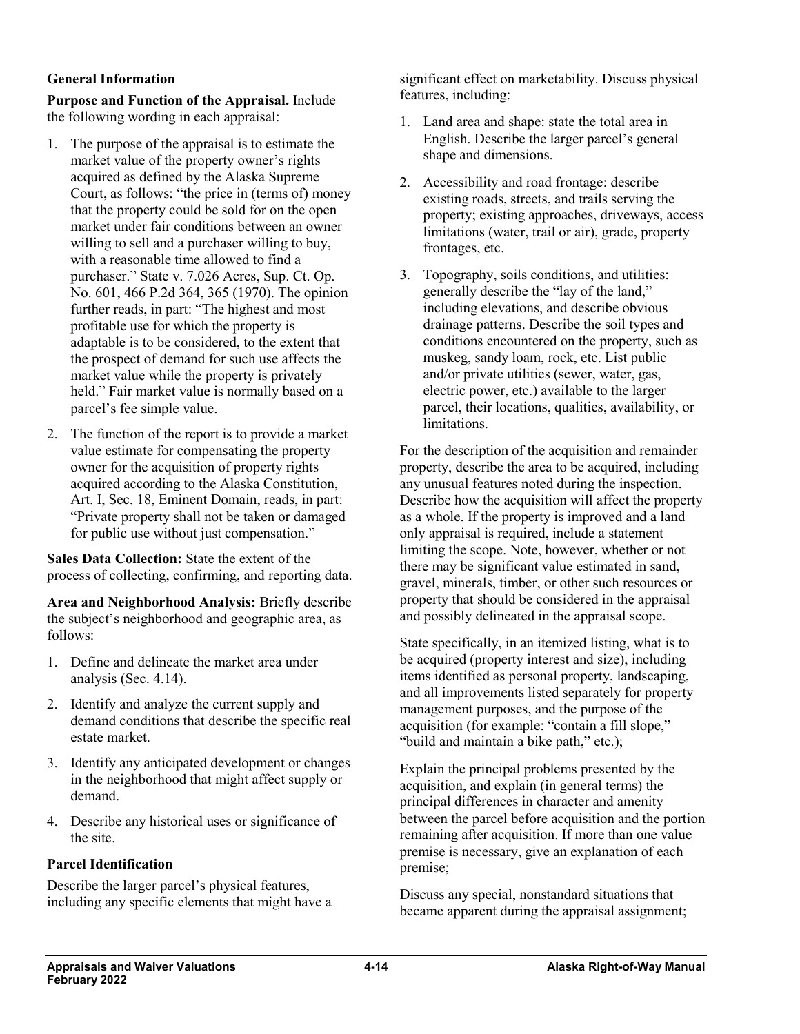### General Information

**Purpose and Function of the Appraisal.** Include the following wording in each appraisal:

1. The purpose of the appraisal is to estimate the market value of the property owner's rights acquired as defined by the Alaska Supreme Court, as follows: "the price in (terms of) money that the property could be sold for on the open market under fair conditions between an owner willing to sell and a purchaser willing to buy, with a reasonable time allowed to find a purchaser." State v. 7.026 Acres, Sup. Ct. Op. No. 601, 466 P.2d 364, 365 (1970). The opinion further reads, in part: "The highest and most profitable use for which the property is adaptable is to be considered, to the extent that the prospect of demand for such use affects the market value while the property is privately held." Fair market value is normally based on a parcel's fee simple value.
2. The function of the report is to provide a market value estimate for compensating the property owner for the acquisition of property rights acquired according to the Alaska Constitution, Art. I, Sec. 18, Eminent Domain, reads, in part: "Private property shall not be taken or damaged for public use without just compensation."

**Sales Data Collection:** State the extent of the process of collecting, confirming, and reporting data.

**Area and Neighborhood Analysis:** Briefly describe the subject's neighborhood and geographic area, as follows:

1. Define and delineate the market area under analysis (Sec. 4.14).
2. Identify and analyze the current supply and demand conditions that describe the specific real estate market.
3. Identify any anticipated development or changes in the neighborhood that might affect supply or demand.
4. Describe any historical uses or significance of the site.

### Parcel Identification

Describe the larger parcel's physical features, including any specific elements that might have a significant effect on marketability. Discuss physical features, including:

1. Land area and shape: state the total area in English. Describe the larger parcel's general shape and dimensions.
2. Accessibility and road frontage: describe existing roads, streets, and trails serving the property; existing approaches, driveways, access limitations (water, trail or air), grade, property frontages, etc.
3. Topography, soils conditions, and utilities: generally describe the "lay of the land," including elevations, and describe obvious drainage patterns. Describe the soil types and conditions encountered on the property, such as muskeg, sandy loam, rock, etc. List public and/or private utilities (sewer, water, gas, electric power, etc.) available to the larger parcel, their locations, qualities, availability, or limitations.

For the description of the acquisition and remainder property, describe the area to be acquired, including any unusual features noted during the inspection. Describe how the acquisition will affect the property as a whole. If the property is improved and a land only appraisal is required, include a statement limiting the scope. Note, however, whether or not there may be significant value estimated in sand, gravel, minerals, timber, or other such resources or property that should be considered in the appraisal and possibly delineated in the appraisal scope.

State specifically, in an itemized listing, what is to be acquired (property interest and size), including items identified as personal property, landscaping, and all improvements listed separately for property management purposes, and the purpose of the acquisition (for example: "contain a fill slope," "build and maintain a bike path," etc.);

Explain the principal problems presented by the acquisition, and explain (in general terms) the principal differences in character and amenity between the parcel before acquisition and the portion remaining after acquisition. If more than one value premise is necessary, give an explanation of each premise;

Discuss any special, nonstandard situations that became apparent during the appraisal assignment;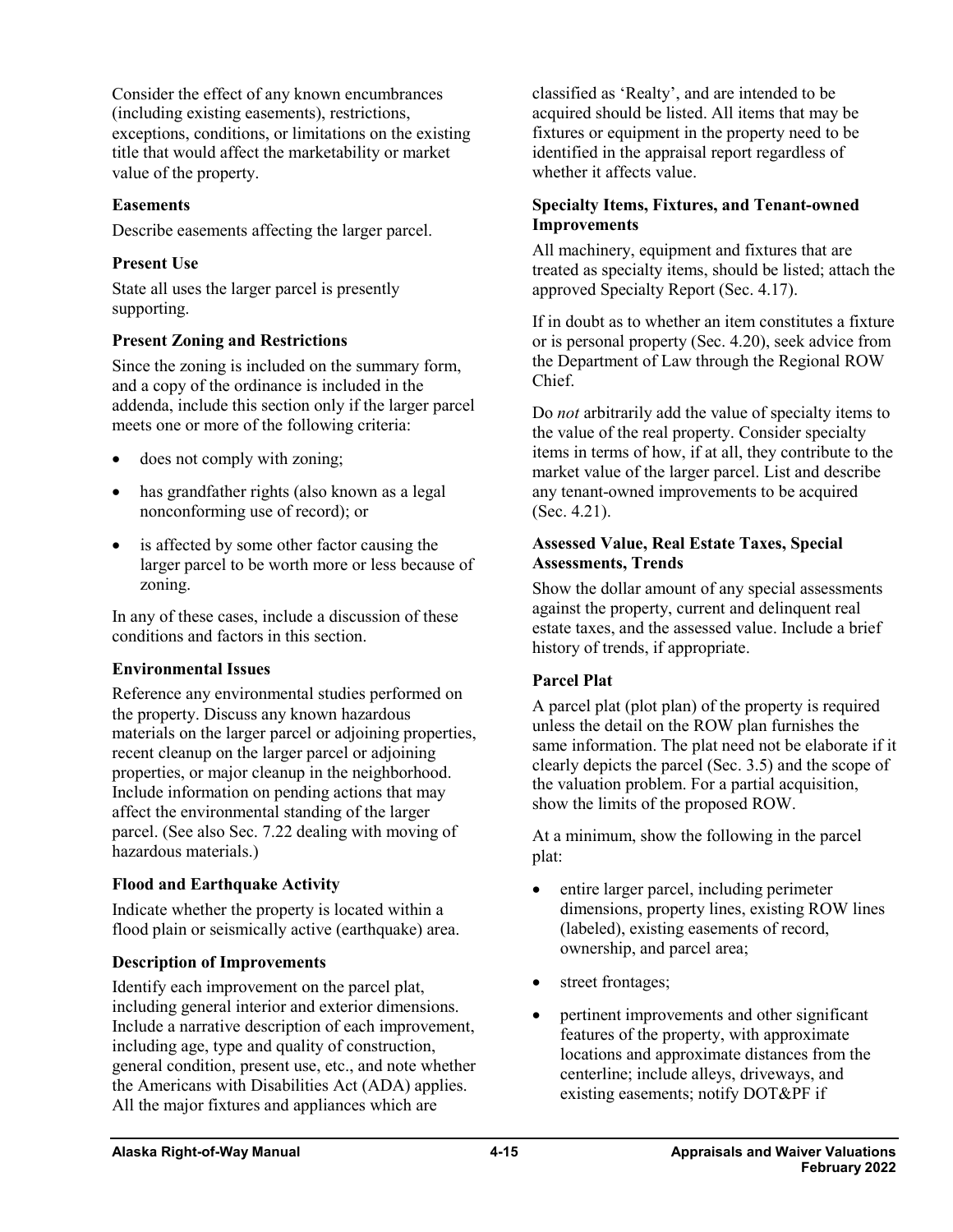Consider the effect of any known encumbrances (including existing easements), restrictions, exceptions, conditions, or limitations on the existing title that would affect the marketability or market value of the property.

### Easements

Describe easements affecting the larger parcel.

### Present Use

State all uses the larger parcel is presently supporting.

### Present Zoning and Restrictions

Since the zoning is included on the summary form, and a copy of the ordinance is included in the addenda, include this section only if the larger parcel meets one or more of the following criteria:

- does not comply with zoning;
- has grandfather rights (also known as a legal nonconforming use of record); or
- is affected by some other factor causing the larger parcel to be worth more or less because of zoning.

In any of these cases, include a discussion of these conditions and factors in this section.

### Environmental Issues

Reference any environmental studies performed on the property. Discuss any known hazardous materials on the larger parcel or adjoining properties, recent cleanup on the larger parcel or adjoining properties, or major cleanup in the neighborhood. Include information on pending actions that may affect the environmental standing of the larger parcel. (See also Sec. 7.22 dealing with moving of hazardous materials.)

### Flood and Earthquake Activity

Indicate whether the property is located within a flood plain or seismically active (earthquake) area.

### Description of Improvements

Identify each improvement on the parcel plat, including general interior and exterior dimensions. Include a narrative description of each improvement, including age, type and quality of construction, general condition, present use, etc., and note whether the Americans with Disabilities Act (ADA) applies. All the major fixtures and appliances which are classified as 'Realty', and are intended to be acquired should be listed. All items that may be fixtures or equipment in the property need to be identified in the appraisal report regardless of whether it affects value.

### Specialty Items, Fixtures, and Tenant-owned Improvements

All machinery, equipment and fixtures that are treated as specialty items, should be listed; attach the approved Specialty Report (Sec. 4.17).

If in doubt as to whether an item constitutes a fixture or is personal property (Sec. 4.20), seek advice from the Department of Law through the Regional ROW Chief.

Do *not* arbitrarily add the value of specialty items to the value of the real property. Consider specialty items in terms of how, if at all, they contribute to the market value of the larger parcel. List and describe any tenant-owned improvements to be acquired (Sec. 4.21).

### Assessed Value, Real Estate Taxes, Special Assessments, Trends

Show the dollar amount of any special assessments against the property, current and delinquent real estate taxes, and the assessed value. Include a brief history of trends, if appropriate.

### Parcel Plat

A parcel plat (plot plan) of the property is required unless the detail on the ROW plan furnishes the same information. The plat need not be elaborate if it clearly depicts the parcel (Sec. 3.5) and the scope of the valuation problem. For a partial acquisition, show the limits of the proposed ROW.

At a minimum, show the following in the parcel plat:

- entire larger parcel, including perimeter dimensions, property lines, existing ROW lines (labeled), existing easements of record, ownership, and parcel area;
- street frontages;
- pertinent improvements and other significant features of the property, with approximate locations and approximate distances from the centerline; include alleys, driveways, and existing easements; notify DOT&PF if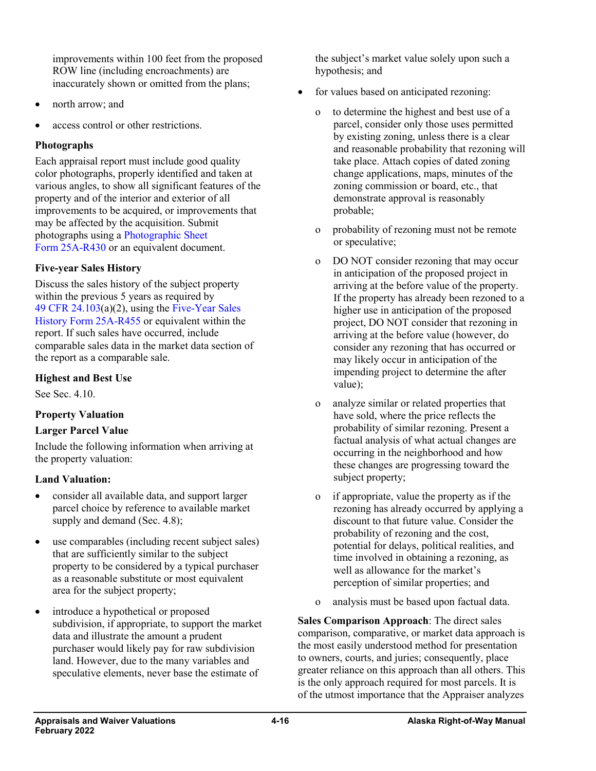improvements within 100 feet from the proposed ROW line (including encroachments) are inaccurately shown or omitted from the plans;

- north arrow; and
- access control or other restrictions.

### Photographs

Each appraisal report must include good quality color photographs, properly identified and taken at various angles, to show all significant features of the property and of the interior and exterior of all improvements to be acquired, or improvements that may be affected by the acquisition. Submit photographs using a Photographic Sheet Form 25A-R430 or an equivalent document.

### Five-year Sales History

Discuss the sales history of the subject property within the previous 5 years as required by 49 CFR 24.103(a)(2), using the Five-Year Sales History Form 25A-R455 or equivalent within the report. If such sales have occurred, include comparable sales data in the market data section of the report as a comparable sale.

### Highest and Best Use

See Sec. 4.10.

### Property Valuation

### Larger Parcel Value

Include the following information when arriving at the property valuation:

**Land Valuation:**

- consider all available data, and support larger parcel choice by reference to available market supply and demand (Sec. 4.8);
- use comparables (including recent subject sales) that are sufficiently similar to the subject property to be considered by a typical purchaser as a reasonable substitute or most equivalent area for the subject property;
- introduce a hypothetical or proposed subdivision, if appropriate, to support the market data and illustrate the amount a prudent purchaser would likely pay for raw subdivision land. However, due to the many variables and speculative elements, never base the estimate of the subject's market value solely upon such a hypothesis; and
- for values based on anticipated rezoning:
  - to determine the highest and best use of a parcel, consider only those uses permitted by existing zoning, unless there is a clear and reasonable probability that rezoning will take place. Attach copies of dated zoning change applications, maps, minutes of the zoning commission or board, etc., that demonstrate approval is reasonably probable;
  - probability of rezoning must not be remote or speculative;
  - DO NOT consider rezoning that may occur in anticipation of the proposed project in arriving at the before value of the property. If the property has already been rezoned to a higher use in anticipation of the proposed project, DO NOT consider that rezoning in arriving at the before value (however, do consider any rezoning that has occurred or may likely occur in anticipation of the impending project to determine the after value);
  - analyze similar or related properties that have sold, where the price reflects the probability of similar rezoning. Present a factual analysis of what actual changes are occurring in the neighborhood and how these changes are progressing toward the subject property;
  - if appropriate, value the property as if the rezoning has already occurred by applying a discount to that future value. Consider the probability of rezoning and the cost, potential for delays, political realities, and time involved in obtaining a rezoning, as well as allowance for the market's perception of similar properties; and
  - analysis must be based upon factual data.

**Sales Comparison Approach**: The direct sales comparison, comparative, or market data approach is the most easily understood method for presentation to owners, courts, and juries; consequently, place greater reliance on this approach than all others. This is the only approach required for most parcels. It is of the utmost importance that the Appraiser analyzes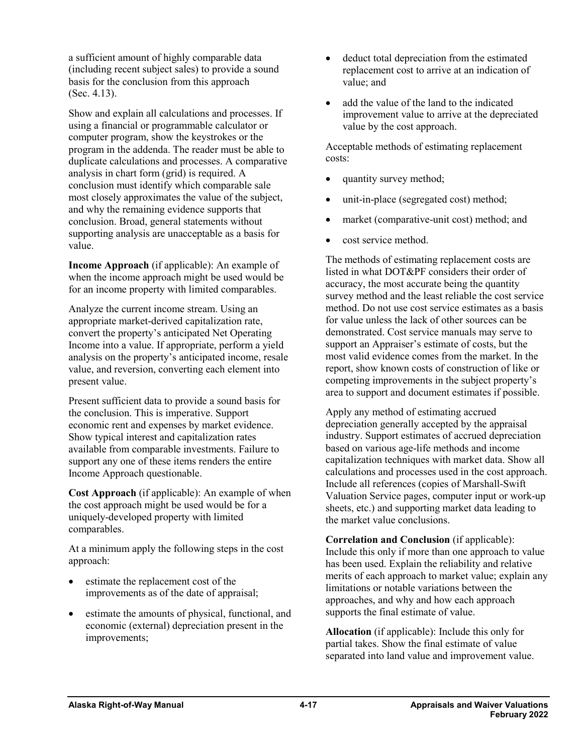a sufficient amount of highly comparable data (including recent subject sales) to provide a sound basis for the conclusion from this approach (Sec. 4.13).

Show and explain all calculations and processes. If using a financial or programmable calculator or computer program, show the keystrokes or the program in the addenda. The reader must be able to duplicate calculations and processes. A comparative analysis in chart form (grid) is required. A conclusion must identify which comparable sale most closely approximates the value of the subject, and why the remaining evidence supports that conclusion. Broad, general statements without supporting analysis are unacceptable as a basis for value.

**Income Approach** (if applicable): An example of when the income approach might be used would be for an income property with limited comparables.

Analyze the current income stream. Using an appropriate market-derived capitalization rate, convert the property's anticipated Net Operating Income into a value. If appropriate, perform a yield analysis on the property's anticipated income, resale value, and reversion, converting each element into present value.

Present sufficient data to provide a sound basis for the conclusion. This is imperative. Support economic rent and expenses by market evidence. Show typical interest and capitalization rates available from comparable investments. Failure to support any one of these items renders the entire Income Approach questionable.

**Cost Approach** (if applicable): An example of when the cost approach might be used would be for a uniquely-developed property with limited comparables.

At a minimum apply the following steps in the cost approach:

- estimate the replacement cost of the improvements as of the date of appraisal;
- estimate the amounts of physical, functional, and economic (external) depreciation present in the improvements;
- deduct total depreciation from the estimated replacement cost to arrive at an indication of value; and
- add the value of the land to the indicated improvement value to arrive at the depreciated value by the cost approach.

Acceptable methods of estimating replacement costs:

- quantity survey method;
- unit-in-place (segregated cost) method;
- market (comparative-unit cost) method; and
- cost service method.

The methods of estimating replacement costs are listed in what DOT&PF considers their order of accuracy, the most accurate being the quantity survey method and the least reliable the cost service method. Do not use cost service estimates as a basis for value unless the lack of other sources can be demonstrated. Cost service manuals may serve to support an Appraiser's estimate of costs, but the most valid evidence comes from the market. In the report, show known costs of construction of like or competing improvements in the subject property's area to support and document estimates if possible.

Apply any method of estimating accrued depreciation generally accepted by the appraisal industry. Support estimates of accrued depreciation based on various age-life methods and income capitalization techniques with market data. Show all calculations and processes used in the cost approach. Include all references (copies of Marshall-Swift Valuation Service pages, computer input or work-up sheets, etc.) and supporting market data leading to the market value conclusions.

**Correlation and Conclusion** (if applicable): Include this only if more than one approach to value has been used. Explain the reliability and relative merits of each approach to market value; explain any limitations or notable variations between the approaches, and why and how each approach supports the final estimate of value.

**Allocation** (if applicable): Include this only for partial takes. Show the final estimate of value separated into land value and improvement value.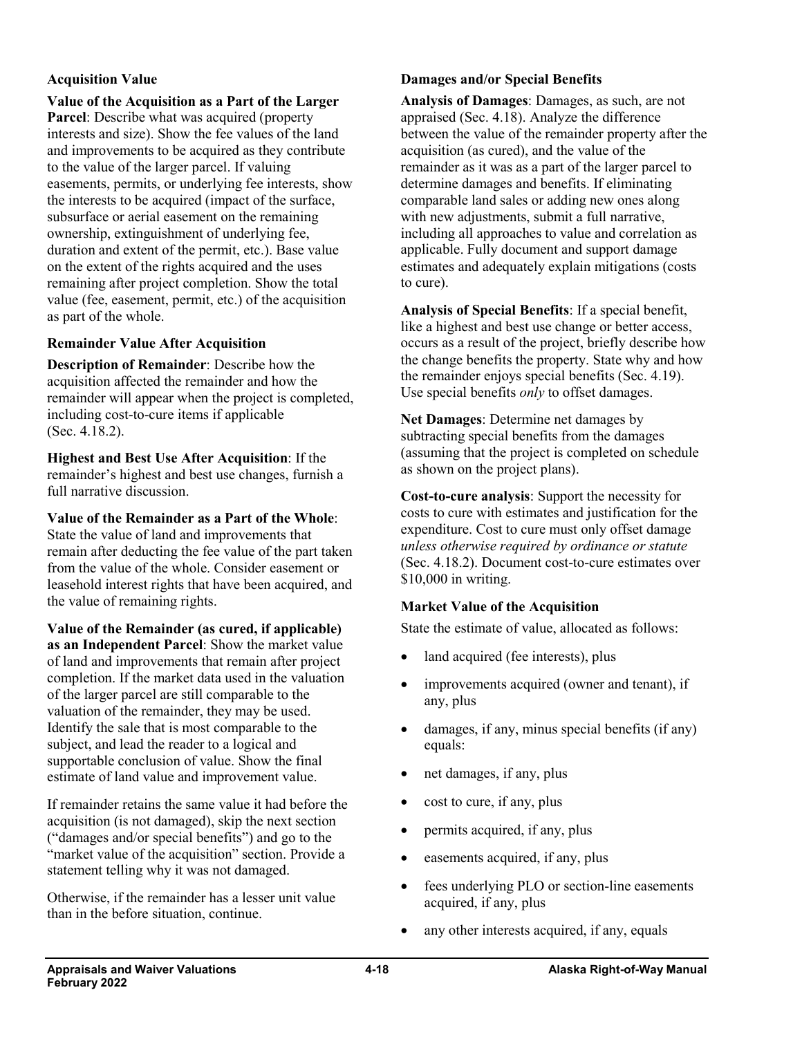### Acquisition Value

**Value of the Acquisition as a Part of the Larger Parcel**: Describe what was acquired (property interests and size). Show the fee values of the land and improvements to be acquired as they contribute to the value of the larger parcel. If valuing easements, permits, or underlying fee interests, show the interests to be acquired (impact of the surface, subsurface or aerial easement on the remaining ownership, extinguishment of underlying fee, duration and extent of the permit, etc.). Base value on the extent of the rights acquired and the uses remaining after project completion. Show the total value (fee, easement, permit, etc.) of the acquisition as part of the whole.

### Remainder Value After Acquisition

**Description of Remainder**: Describe how the acquisition affected the remainder and how the remainder will appear when the project is completed, including cost-to-cure items if applicable (Sec. 4.18.2).

**Highest and Best Use After Acquisition**: If the remainder's highest and best use changes, furnish a full narrative discussion.

**Value of the Remainder as a Part of the Whole**: State the value of land and improvements that remain after deducting the fee value of the part taken from the value of the whole. Consider easement or leasehold interest rights that have been acquired, and the value of remaining rights.

**Value of the Remainder (as cured, if applicable) as an Independent Parcel**: Show the market value of land and improvements that remain after project completion. If the market data used in the valuation of the larger parcel are still comparable to the valuation of the remainder, they may be used. Identify the sale that is most comparable to the subject, and lead the reader to a logical and supportable conclusion of value. Show the final estimate of land value and improvement value.

If remainder retains the same value it had before the acquisition (is not damaged), skip the next section ("damages and/or special benefits") and go to the "market value of the acquisition" section. Provide a statement telling why it was not damaged.

Otherwise, if the remainder has a lesser unit value than in the before situation, continue.

### Damages and/or Special Benefits

**Analysis of Damages**: Damages, as such, are not appraised (Sec. 4.18). Analyze the difference between the value of the remainder property after the acquisition (as cured), and the value of the remainder as it was as a part of the larger parcel to determine damages and benefits. If eliminating comparable land sales or adding new ones along with new adjustments, submit a full narrative, including all approaches to value and correlation as applicable. Fully document and support damage estimates and adequately explain mitigations (costs to cure).

**Analysis of Special Benefits**: If a special benefit, like a highest and best use change or better access, occurs as a result of the project, briefly describe how the change benefits the property. State why and how the remainder enjoys special benefits (Sec. 4.19). Use special benefits *only* to offset damages.

**Net Damages**: Determine net damages by subtracting special benefits from the damages (assuming that the project is completed on schedule as shown on the project plans).

**Cost-to-cure analysis**: Support the necessity for costs to cure with estimates and justification for the expenditure. Cost to cure must only offset damage *unless otherwise required by ordinance or statute* (Sec. 4.18.2). Document cost-to-cure estimates over $10,000 in writing.

### Market Value of the Acquisition

State the estimate of value, allocated as follows:

- land acquired (fee interests), plus
- improvements acquired (owner and tenant), if any, plus
- damages, if any, minus special benefits (if any) equals:
- net damages, if any, plus
- cost to cure, if any, plus
- permits acquired, if any, plus
- easements acquired, if any, plus
- fees underlying PLO or section-line easements acquired, if any, plus
- any other interests acquired, if any, equals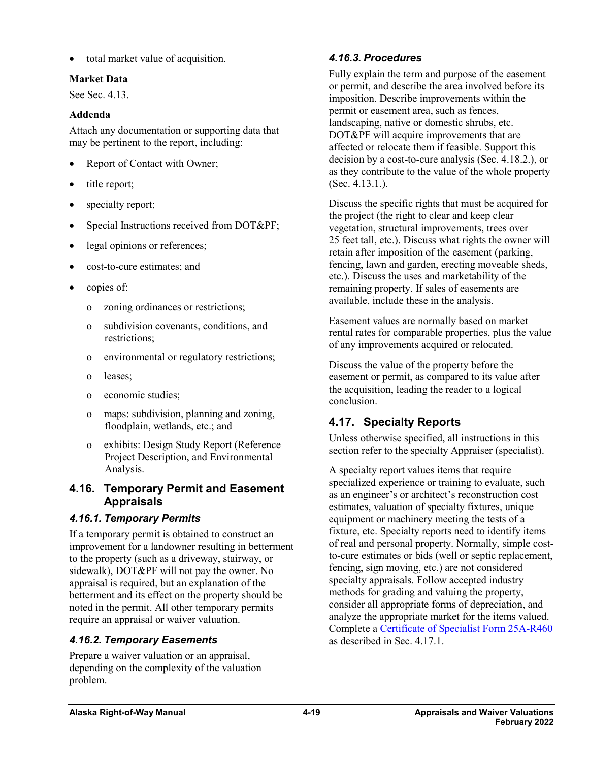- total market value of acquisition.

**Market Data**

See Sec. 4.13.

**Addenda**

Attach any documentation or supporting data that may be pertinent to the report, including:

- Report of Contact with Owner;
- title report;
- specialty report;
- Special Instructions received from DOT&PF;
- legal opinions or references;
- cost-to-cure estimates; and
- copies of:
  - zoning ordinances or restrictions;
  - subdivision covenants, conditions, and restrictions;
  - environmental or regulatory restrictions;
  - leases;
  - economic studies;
  - maps: subdivision, planning and zoning, floodplain, wetlands, etc.; and
  - exhibits: Design Study Report (Reference Project Description, and Environmental Analysis.

## 4.16. Temporary Permit and Easement Appraisals

### *4.16.1. Temporary Permits*

If a temporary permit is obtained to construct an improvement for a landowner resulting in betterment to the property (such as a driveway, stairway, or sidewalk), DOT&PF will not pay the owner. No appraisal is required, but an explanation of the betterment and its effect on the property should be noted in the permit. All other temporary permits require an appraisal or waiver valuation.

### *4.16.2. Temporary Easements*

Prepare a waiver valuation or an appraisal, depending on the complexity of the valuation problem.

### *4.16.3. Procedures*

Fully explain the term and purpose of the easement or permit, and describe the area involved before its imposition. Describe improvements within the permit or easement area, such as fences, landscaping, native or domestic shrubs, etc. DOT&PF will acquire improvements that are affected or relocate them if feasible. Support this decision by a cost-to-cure analysis (Sec. 4.18.2.), or as they contribute to the value of the whole property (Sec. 4.13.1.).

Discuss the specific rights that must be acquired for the project (the right to clear and keep clear vegetation, structural improvements, trees over 25 feet tall, etc.). Discuss what rights the owner will retain after imposition of the easement (parking, fencing, lawn and garden, erecting moveable sheds, etc.). Discuss the uses and marketability of the remaining property. If sales of easements are available, include these in the analysis.

Easement values are normally based on market rental rates for comparable properties, plus the value of any improvements acquired or relocated.

Discuss the value of the property before the easement or permit, as compared to its value after the acquisition, leading the reader to a logical conclusion.

## 4.17. Specialty Reports

Unless otherwise specified, all instructions in this section refer to the specialty Appraiser (specialist).

A specialty report values items that require specialized experience or training to evaluate, such as an engineer's or architect's reconstruction cost estimates, valuation of specialty fixtures, unique equipment or machinery meeting the tests of a fixture, etc. Specialty reports need to identify items of real and personal property. Normally, simple cost-to-cure estimates or bids (well or septic replacement, fencing, sign moving, etc.) are not considered specialty appraisals. Follow accepted industry methods for grading and valuing the property, consider all appropriate forms of depreciation, and analyze the appropriate market for the items valued. Complete a Certificate of Specialist Form 25A-R460 as described in Sec. 4.17.1.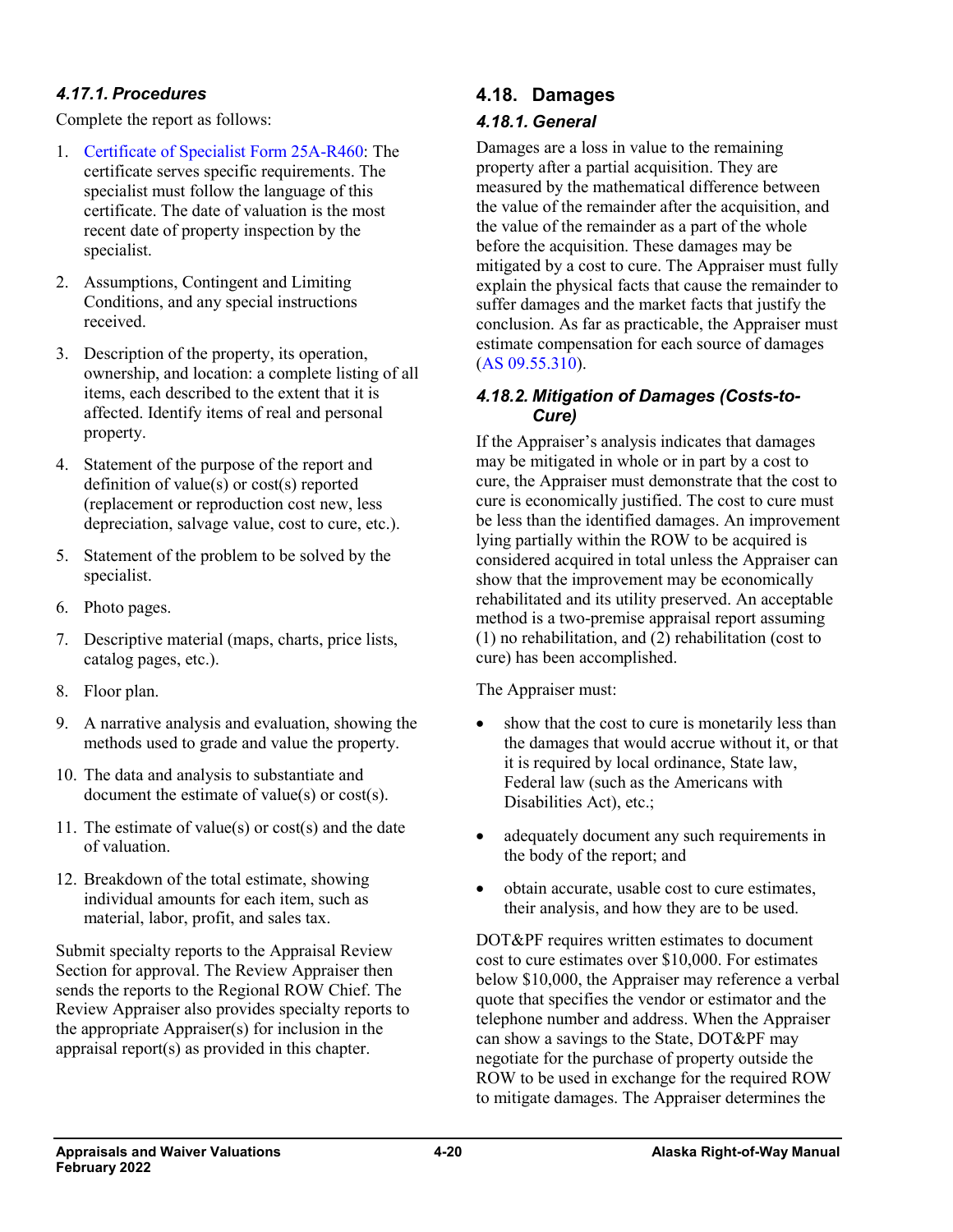#### *4.17.1. Procedures*

Complete the report as follows:

1. Certificate of Specialist Form 25A-R460: The certificate serves specific requirements. The specialist must follow the language of this certificate. The date of valuation is the most recent date of property inspection by the specialist.
2. Assumptions, Contingent and Limiting Conditions, and any special instructions received.
3. Description of the property, its operation, ownership, and location: a complete listing of all items, each described to the extent that it is affected. Identify items of real and personal property.
4. Statement of the purpose of the report and definition of value(s) or cost(s) reported (replacement or reproduction cost new, less depreciation, salvage value, cost to cure, etc.).
5. Statement of the problem to be solved by the specialist.
6. Photo pages.
7. Descriptive material (maps, charts, price lists, catalog pages, etc.).
8. Floor plan.
9. A narrative analysis and evaluation, showing the methods used to grade and value the property.
10. The data and analysis to substantiate and document the estimate of value(s) or cost(s).
11. The estimate of value(s) or cost(s) and the date of valuation.
12. Breakdown of the total estimate, showing individual amounts for each item, such as material, labor, profit, and sales tax.

Submit specialty reports to the Appraisal Review Section for approval. The Review Appraiser then sends the reports to the Regional ROW Chief. The Review Appraiser also provides specialty reports to the appropriate Appraiser(s) for inclusion in the appraisal report(s) as provided in this chapter.

### 4.18. Damages

#### *4.18.1. General*

Damages are a loss in value to the remaining property after a partial acquisition. They are measured by the mathematical difference between the value of the remainder after the acquisition, and the value of the remainder as a part of the whole before the acquisition. These damages may be mitigated by a cost to cure. The Appraiser must fully explain the physical facts that cause the remainder to suffer damages and the market facts that justify the conclusion. As far as practicable, the Appraiser must estimate compensation for each source of damages (AS 09.55.310).

#### *4.18.2. Mitigation of Damages (Costs-to-Cure)*

If the Appraiser's analysis indicates that damages may be mitigated in whole or in part by a cost to cure, the Appraiser must demonstrate that the cost to cure is economically justified. The cost to cure must be less than the identified damages. An improvement lying partially within the ROW to be acquired is considered acquired in total unless the Appraiser can show that the improvement may be economically rehabilitated and its utility preserved. An acceptable method is a two-premise appraisal report assuming (1) no rehabilitation, and (2) rehabilitation (cost to cure) has been accomplished.

The Appraiser must:

- show that the cost to cure is monetarily less than the damages that would accrue without it, or that it is required by local ordinance, State law, Federal law (such as the Americans with Disabilities Act), etc.;
- adequately document any such requirements in the body of the report; and
- obtain accurate, usable cost to cure estimates, their analysis, and how they are to be used.

DOT&PF requires written estimates to document cost to cure estimates over $10,000. For estimates below $10,000, the Appraiser may reference a verbal quote that specifies the vendor or estimator and the telephone number and address. When the Appraiser can show a savings to the State, DOT&PF may negotiate for the purchase of property outside the ROW to be used in exchange for the required ROW to mitigate damages. The Appraiser determines the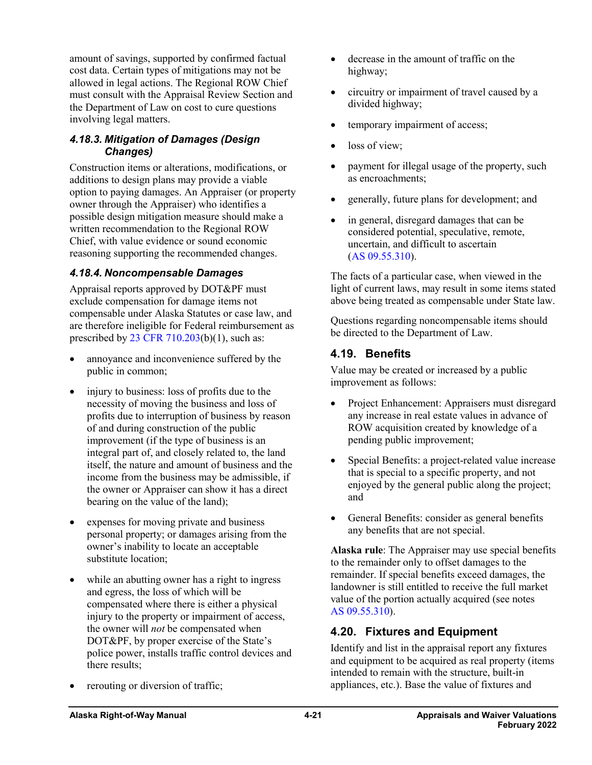amount of savings, supported by confirmed factual cost data. Certain types of mitigations may not be allowed in legal actions. The Regional ROW Chief must consult with the Appraisal Review Section and the Department of Law on cost to cure questions involving legal matters.

#### *4.18.3. Mitigation of Damages (Design Changes)*

Construction items or alterations, modifications, or additions to design plans may provide a viable option to paying damages. An Appraiser (or property owner through the Appraiser) who identifies a possible design mitigation measure should make a written recommendation to the Regional ROW Chief, with value evidence or sound economic reasoning supporting the recommended changes.

#### *4.18.4. Noncompensable Damages*

Appraisal reports approved by DOT&PF must exclude compensation for damage items not compensable under Alaska Statutes or case law, and are therefore ineligible for Federal reimbursement as prescribed by 23 CFR 710.203(b)(1), such as:

- annoyance and inconvenience suffered by the public in common;
- injury to business: loss of profits due to the necessity of moving the business and loss of profits due to interruption of business by reason of and during construction of the public improvement (if the type of business is an integral part of, and closely related to, the land itself, the nature and amount of business and the income from the business may be admissible, if the owner or Appraiser can show it has a direct bearing on the value of the land);
- expenses for moving private and business personal property; or damages arising from the owner's inability to locate an acceptable substitute location;
- while an abutting owner has a right to ingress and egress, the loss of which will be compensated where there is either a physical injury to the property or impairment of access, the owner will *not* be compensated when DOT&PF, by proper exercise of the State's police power, installs traffic control devices and there results;
- rerouting or diversion of traffic;
- decrease in the amount of traffic on the highway;
- circuitry or impairment of travel caused by a divided highway;
- temporary impairment of access;
- loss of view;
- payment for illegal usage of the property, such as encroachments;
- generally, future plans for development; and
- in general, disregard damages that can be considered potential, speculative, remote, uncertain, and difficult to ascertain (AS 09.55.310).

The facts of a particular case, when viewed in the light of current laws, may result in some items stated above being treated as compensable under State law.

Questions regarding noncompensable items should be directed to the Department of Law.

## 4.19. Benefits

Value may be created or increased by a public improvement as follows:

- Project Enhancement: Appraisers must disregard any increase in real estate values in advance of ROW acquisition created by knowledge of a pending public improvement;
- Special Benefits: a project-related value increase that is special to a specific property, and not enjoyed by the general public along the project; and
- General Benefits: consider as general benefits any benefits that are not special.

**Alaska rule**: The Appraiser may use special benefits to the remainder only to offset damages to the remainder. If special benefits exceed damages, the landowner is still entitled to receive the full market value of the portion actually acquired (see notes AS 09.55.310).

## 4.20. Fixtures and Equipment

Identify and list in the appraisal report any fixtures and equipment to be acquired as real property (items intended to remain with the structure, built-in appliances, etc.). Base the value of fixtures and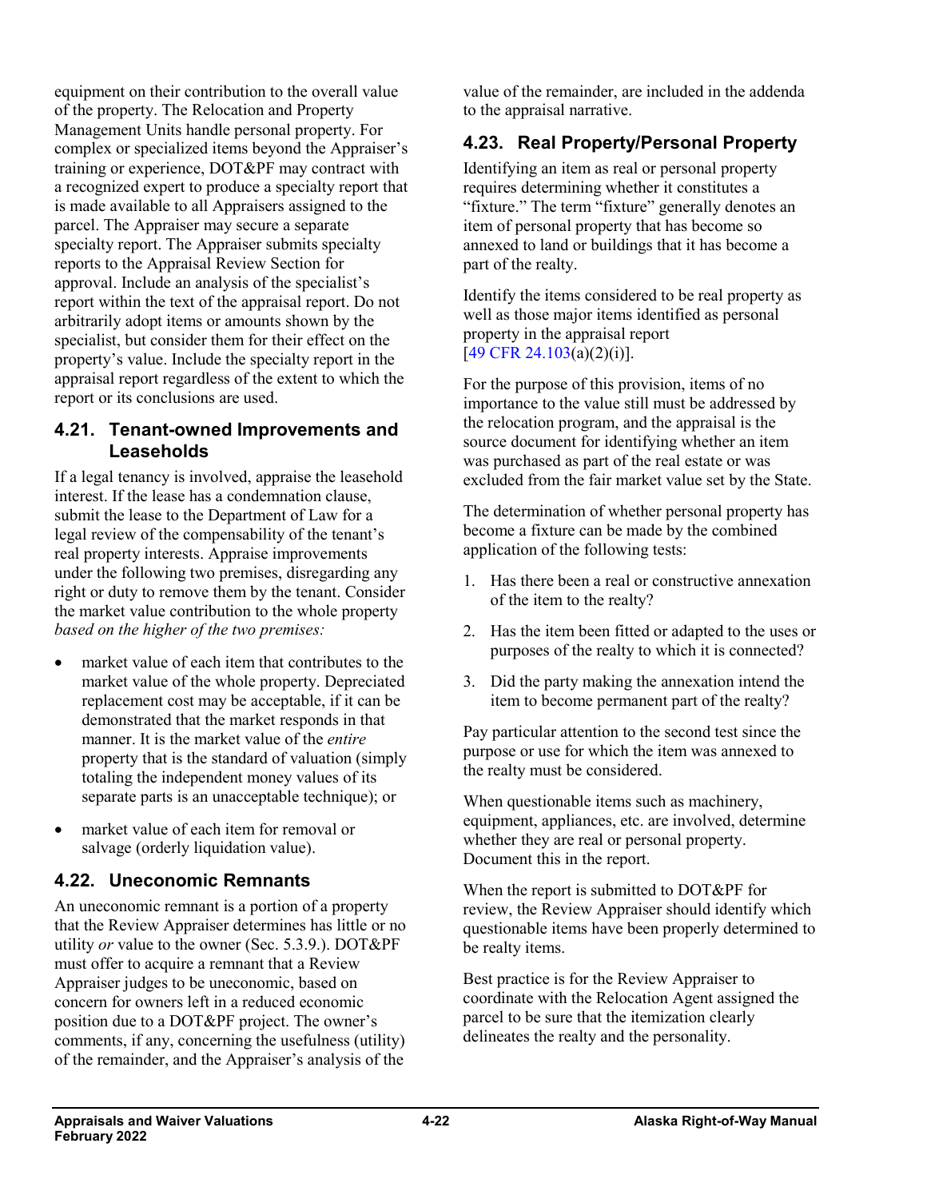equipment on their contribution to the overall value of the property. The Relocation and Property Management Units handle personal property. For complex or specialized items beyond the Appraiser's training or experience, DOT&PF may contract with a recognized expert to produce a specialty report that is made available to all Appraisers assigned to the parcel. The Appraiser may secure a separate specialty report. The Appraiser submits specialty reports to the Appraisal Review Section for approval. Include an analysis of the specialist's report within the text of the appraisal report. Do not arbitrarily adopt items or amounts shown by the specialist, but consider them for their effect on the property's value. Include the specialty report in the appraisal report regardless of the extent to which the report or its conclusions are used.

## 4.21. Tenant-owned Improvements and Leaseholds

If a legal tenancy is involved, appraise the leasehold interest. If the lease has a condemnation clause, submit the lease to the Department of Law for a legal review of the compensability of the tenant's real property interests. Appraise improvements under the following two premises, disregarding any right or duty to remove them by the tenant. Consider the market value contribution to the whole property *based on the higher of the two premises:*

- market value of each item that contributes to the market value of the whole property. Depreciated replacement cost may be acceptable, if it can be demonstrated that the market responds in that manner. It is the market value of the *entire* property that is the standard of valuation (simply totaling the independent money values of its separate parts is an unacceptable technique); or
- market value of each item for removal or salvage (orderly liquidation value).

## 4.22. Uneconomic Remnants

An uneconomic remnant is a portion of a property that the Review Appraiser determines has little or no utility *or* value to the owner (Sec. 5.3.9.). DOT&PF must offer to acquire a remnant that a Review Appraiser judges to be uneconomic, based on concern for owners left in a reduced economic position due to a DOT&PF project. The owner's comments, if any, concerning the usefulness (utility) of the remainder, and the Appraiser's analysis of the value of the remainder, are included in the addenda to the appraisal narrative.

## 4.23. Real Property/Personal Property

Identifying an item as real or personal property requires determining whether it constitutes a "fixture." The term "fixture" generally denotes an item of personal property that has become so annexed to land or buildings that it has become a part of the realty.

Identify the items considered to be real property as well as those major items identified as personal property in the appraisal report [49 CFR 24.103(a)(2)(i)].

For the purpose of this provision, items of no importance to the value still must be addressed by the relocation program, and the appraisal is the source document for identifying whether an item was purchased as part of the real estate or was excluded from the fair market value set by the State.

The determination of whether personal property has become a fixture can be made by the combined application of the following tests:

1. Has there been a real or constructive annexation of the item to the realty?
2. Has the item been fitted or adapted to the uses or purposes of the realty to which it is connected?
3. Did the party making the annexation intend the item to become permanent part of the realty?

Pay particular attention to the second test since the purpose or use for which the item was annexed to the realty must be considered.

When questionable items such as machinery, equipment, appliances, etc. are involved, determine whether they are real or personal property. Document this in the report.

When the report is submitted to DOT&PF for review, the Review Appraiser should identify which questionable items have been properly determined to be realty items.

Best practice is for the Review Appraiser to coordinate with the Relocation Agent assigned the parcel to be sure that the itemization clearly delineates the realty and the personality.